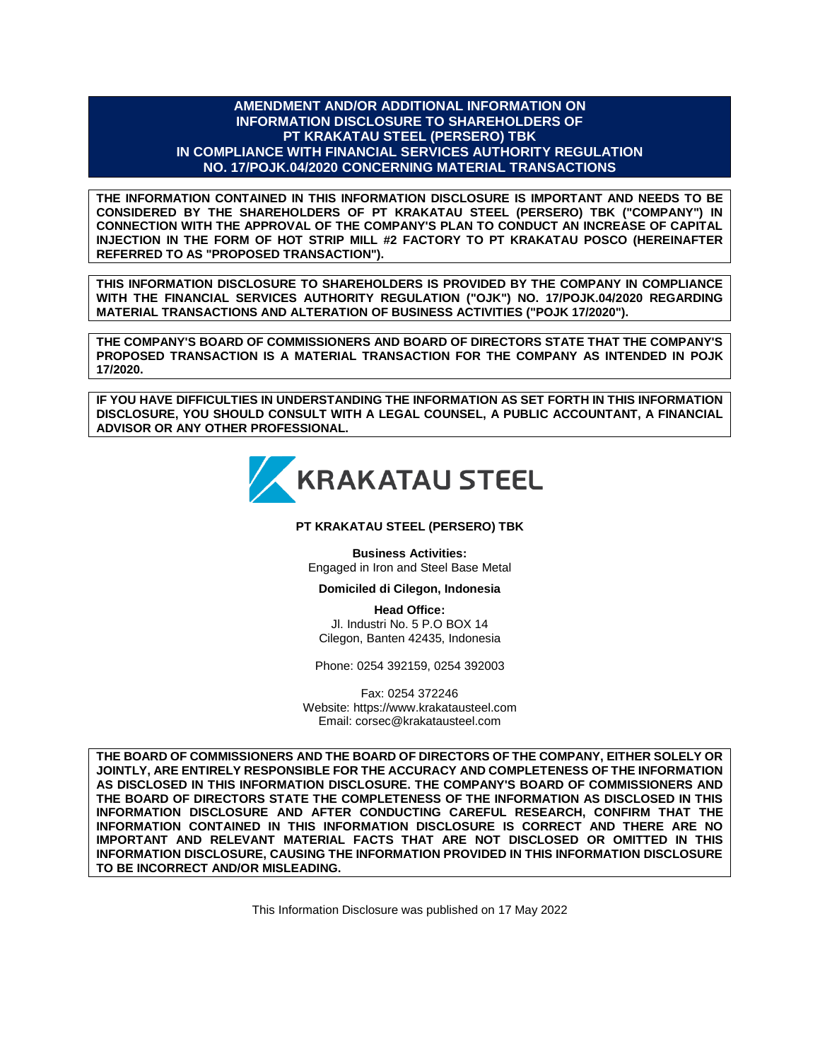# AMENDMENT AND/OR ADDITIONAL INFORMATION ON INFORMATION DISCLOSURE TO SHAREHOLDERS OF PT KRAKATAU STEEL (PERSERO) TBK IN COMPLIANCE WITH FINANCIAL SERVICES AUTHORITY REGULATION NO. 17/POJK.04/2020 CONCERNING MATERIAL TRANSACTIONS

**THE INFORMATION CONTAINED IN THIS INFORMATION DISCLOSURE IS IMPORTANT AND NEEDS TO BE CONSIDERED BY THE SHAREHOLDERS OF PT KRAKATAU STEEL (PERSERO) TBK ("COMPANY") IN CONNECTION WITH THE APPROVAL OF THE COMPANY'S PLAN TO CONDUCT AN INCREASE OF CAPITAL INJECTION IN THE FORM OF HOT STRIP MILL #2 FACTORY TO PT KRAKATAU POSCO (HEREINAFTER REFERRED TO AS "PROPOSED TRANSACTION").**

**THIS INFORMATION DISCLOSURE TO SHAREHOLDERS IS PROVIDED BY THE COMPANY IN COMPLIANCE WITH THE FINANCIAL SERVICES AUTHORITY REGULATION ("OJK") NO. 17/POJK.04/2020 REGARDING MATERIAL TRANSACTIONS AND ALTERATION OF BUSINESS ACTIVITIES ("POJK 17/2020").**

**THE COMPANY'S BOARD OF COMMISSIONERS AND BOARD OF DIRECTORS STATE THAT THE COMPANY'S PROPOSED TRANSACTION IS A MATERIAL TRANSACTION FOR THE COMPANY AS INTENDED IN POJK 17/2020.**

**IF YOU HAVE DIFFICULTIES IN UNDERSTANDING THE INFORMATION AS SET FORTH IN THIS INFORMATION DISCLOSURE, YOU SHOULD CONSULT WITH A LEGAL COUNSEL, A PUBLIC ACCOUNTANT, A FINANCIAL ADVISOR OR ANY OTHER PROFESSIONAL.**

KRAKATAU STEEL

**PT KRAKATAU STEEL (PERSERO) TBK**

**Business Activities:**
Engaged in Iron and Steel Base Metal

**Domiciled di Cilegon, Indonesia**

**Head Office:**
Jl. Industri No. 5 P.O BOX 14
Cilegon, Banten 42435, Indonesia

Phone: 0254 392159, 0254 392003

Fax: 0254 372246
Website: https://www.krakatausteel.com
Email: corsec@krakatausteel.com

**THE BOARD OF COMMISSIONERS AND THE BOARD OF DIRECTORS OF THE COMPANY, EITHER SOLELY OR JOINTLY, ARE ENTIRELY RESPONSIBLE FOR THE ACCURACY AND COMPLETENESS OF THE INFORMATION AS DISCLOSED IN THIS INFORMATION DISCLOSURE. THE COMPANY'S BOARD OF COMMISSIONERS AND THE BOARD OF DIRECTORS STATE THE COMPLETENESS OF THE INFORMATION AS DISCLOSED IN THIS INFORMATION DISCLOSURE AND AFTER CONDUCTING CAREFUL RESEARCH, CONFIRM THAT THE INFORMATION CONTAINED IN THIS INFORMATION DISCLOSURE IS CORRECT AND THERE ARE NO IMPORTANT AND RELEVANT MATERIAL FACTS THAT ARE NOT DISCLOSED OR OMITTED IN THIS INFORMATION DISCLOSURE, CAUSING THE INFORMATION PROVIDED IN THIS INFORMATION DISCLOSURE TO BE INCORRECT AND/OR MISLEADING.**

This Information Disclosure was published on 17 May 2022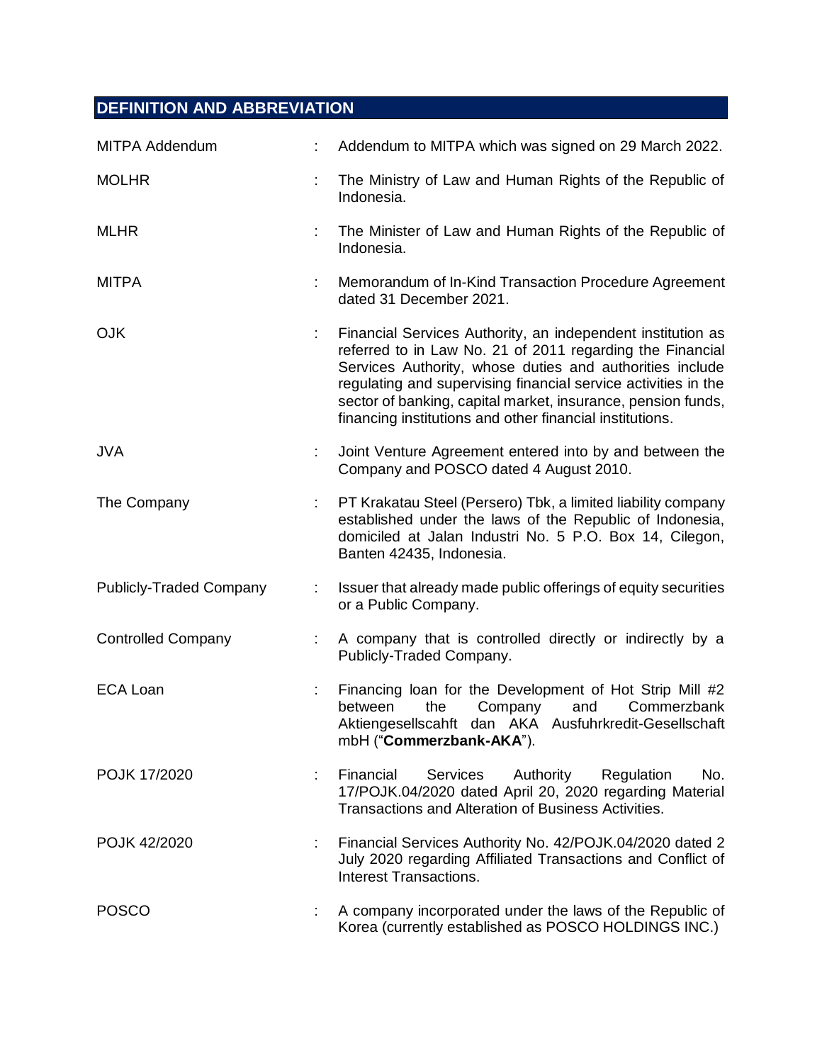## DEFINITION AND ABBREVIATION

| | | |
|---|---|---|
| MITPA Addendum | : | Addendum to MITPA which was signed on 29 March 2022. |
| MOLHR | : | The Ministry of Law and Human Rights of the Republic of Indonesia. |
| MLHR | : | The Minister of Law and Human Rights of the Republic of Indonesia. |
| MITPA | : | Memorandum of In-Kind Transaction Procedure Agreement dated 31 December 2021. |
| OJK | : | Financial Services Authority, an independent institution as referred to in Law No. 21 of 2011 regarding the Financial Services Authority, whose duties and authorities include regulating and supervising financial service activities in the sector of banking, capital market, insurance, pension funds, financing institutions and other financial institutions. |
| JVA | : | Joint Venture Agreement entered into by and between the Company and POSCO dated 4 August 2010. |
| The Company | : | PT Krakatau Steel (Persero) Tbk, a limited liability company established under the laws of the Republic of Indonesia, domiciled at Jalan Industri No. 5 P.O. Box 14, Cilegon, Banten 42435, Indonesia. |
| Publicly-Traded Company | : | Issuer that already made public offerings of equity securities or a Public Company. |
| Controlled Company | : | A company that is controlled directly or indirectly by a Publicly-Traded Company. |
| ECA Loan | : | Financing loan for the Development of Hot Strip Mill #2 between the Company and Commerzbank Aktiengesellscahft dan AKA Ausfuhrkredit-Gesellschaft mbH ("**Commerzbank-AKA**"). |
| POJK 17/2020 | : | Financial Services Authority Regulation No. 17/POJK.04/2020 dated April 20, 2020 regarding Material Transactions and Alteration of Business Activities. |
| POJK 42/2020 | : | Financial Services Authority No. 42/POJK.04/2020 dated 2 July 2020 regarding Affiliated Transactions and Conflict of Interest Transactions. |
| POSCO | : | A company incorporated under the laws of the Republic of Korea (currently established as POSCO HOLDINGS INC.) |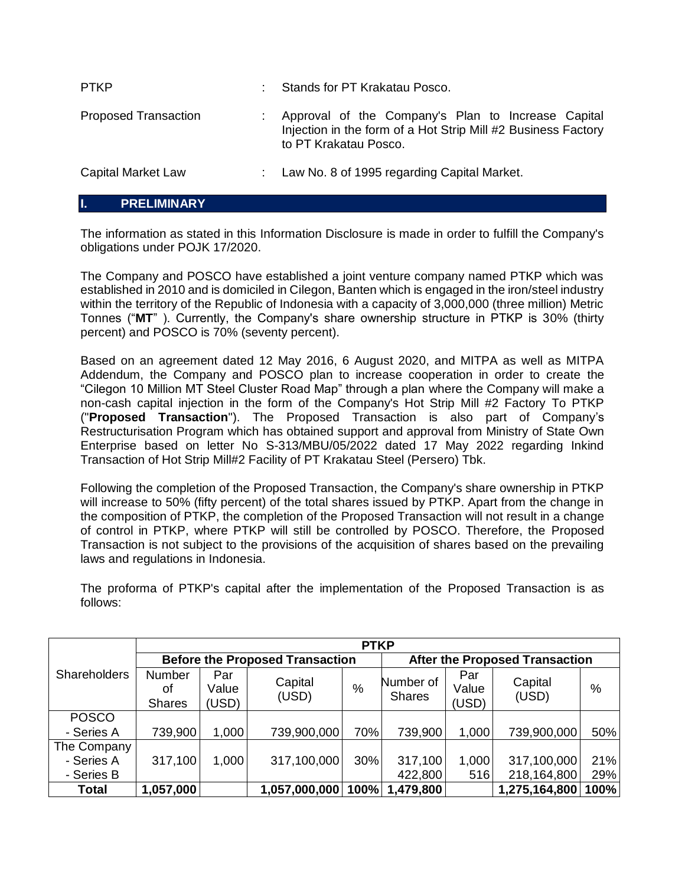| | | |
|---|---|---|
| PTKP | : | Stands for PT Krakatau Posco. |
| Proposed Transaction | : | Approval of the Company's Plan to Increase Capital Injection in the form of a Hot Strip Mill #2 Business Factory to PT Krakatau Posco. |
| Capital Market Law | : | Law No. 8 of 1995 regarding Capital Market. |

## I. PRELIMINARY

The information as stated in this Information Disclosure is made in order to fulfill the Company's obligations under POJK 17/2020.

The Company and POSCO have established a joint venture company named PTKP which was established in 2010 and is domiciled in Cilegon, Banten which is engaged in the iron/steel industry within the territory of the Republic of Indonesia with a capacity of 3,000,000 (three million) Metric Tonnes ("**MT**" ). Currently, the Company's share ownership structure in PTKP is 30% (thirty percent) and POSCO is 70% (seventy percent).

Based on an agreement dated 12 May 2016, 6 August 2020, and MITPA as well as MITPA Addendum, the Company and POSCO plan to increase cooperation in order to create the "Cilegon 10 Million MT Steel Cluster Road Map" through a plan where the Company will make a non-cash capital injection in the form of the Company's Hot Strip Mill #2 Factory To PTKP ("**Proposed Transaction**"). The Proposed Transaction is also part of Company's Restructurisation Program which has obtained support and approval from Ministry of State Own Enterprise based on letter No S-313/MBU/05/2022 dated 17 May 2022 regarding Inkind Transaction of Hot Strip Mill#2 Facility of PT Krakatau Steel (Persero) Tbk.

Following the completion of the Proposed Transaction, the Company's share ownership in PTKP will increase to 50% (fifty percent) of the total shares issued by PTKP. Apart from the change in the composition of PTKP, the completion of the Proposed Transaction will not result in a change of control in PTKP, where PTKP will still be controlled by POSCO. Therefore, the Proposed Transaction is not subject to the provisions of the acquisition of shares based on the prevailing laws and regulations in Indonesia.

The proforma of PTKP's capital after the implementation of the Proposed Transaction is as follows:

| Shareholders | PTKP | | | | | | | |
|---|---|---|---|---|---|---|---|---|
| | Before the Proposed Transaction | | | | After the Proposed Transaction | | | |
| | Number of Shares | Par Value (USD) | Capital (USD) | % | Number of Shares | Par Value (USD) | Capital (USD) | % |
| POSCO | | | | | | | | |
| - Series A | 739,900 | 1,000 | 739,900,000 | 70% | 739,900 | 1,000 | 739,900,000 | 50% |
| The Company | | | | | | | | |
| - Series A | 317,100 | 1,000 | 317,100,000 | 30% | 317,100 | 1,000 | 317,100,000 | 21% |
| - Series B | | | | | 422,800 | 516 | 218,164,800 | 29% |
| **Total** | **1,057,000** | | **1,057,000,000** | **100%** | **1,479,800** | | **1,275,164,800** | **100%** |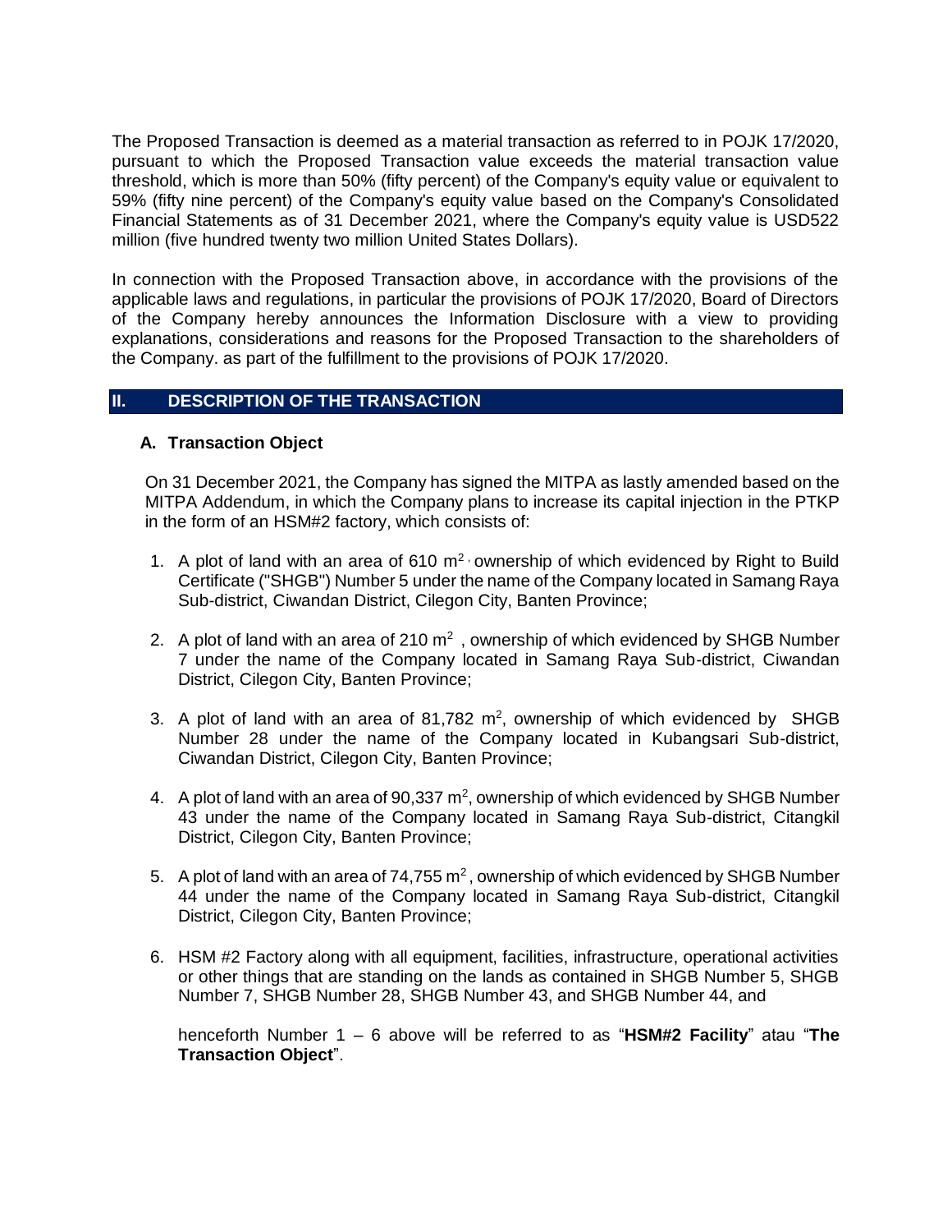The Proposed Transaction is deemed as a material transaction as referred to in POJK 17/2020, pursuant to which the Proposed Transaction value exceeds the material transaction value threshold, which is more than 50% (fifty percent) of the Company's equity value or equivalent to 59% (fifty nine percent) of the Company's equity value based on the Company's Consolidated Financial Statements as of 31 December 2021, where the Company's equity value is USD522 million (five hundred twenty two million United States Dollars).

In connection with the Proposed Transaction above, in accordance with the provisions of the applicable laws and regulations, in particular the provisions of POJK 17/2020, Board of Directors of the Company hereby announces the Information Disclosure with a view to providing explanations, considerations and reasons for the Proposed Transaction to the shareholders of the Company. as part of the fulfillment to the provisions of POJK 17/2020.

## II. DESCRIPTION OF THE TRANSACTION

### A. Transaction Object

On 31 December 2021, the Company has signed the MITPA as lastly amended based on the MITPA Addendum, in which the Company plans to increase its capital injection in the PTKP in the form of an HSM#2 factory, which consists of:

1. A plot of land with an area of 610 $m^2$, ownership of which evidenced by Right to Build Certificate ("SHGB") Number 5 under the name of the Company located in Samang Raya Sub-district, Ciwandan District, Cilegon City, Banten Province;
2. A plot of land with an area of 210 $m^2$, ownership of which evidenced by SHGB Number 7 under the name of the Company located in Samang Raya Sub-district, Ciwandan District, Cilegon City, Banten Province;
3. A plot of land with an area of 81,782 $m^2$, ownership of which evidenced by SHGB Number 28 under the name of the Company located in Kubangsari Sub-district, Ciwandan District, Cilegon City, Banten Province;
4. A plot of land with an area of 90,337 $m^2$, ownership of which evidenced by SHGB Number 43 under the name of the Company located in Samang Raya Sub-district, Citangkil District, Cilegon City, Banten Province;
5. A plot of land with an area of 74,755 $m^2$, ownership of which evidenced by SHGB Number 44 under the name of the Company located in Samang Raya Sub-district, Citangkil District, Cilegon City, Banten Province;
6. HSM #2 Factory along with all equipment, facilities, infrastructure, operational activities or other things that are standing on the lands as contained in SHGB Number 5, SHGB Number 7, SHGB Number 28, SHGB Number 43, and SHGB Number 44, and

   henceforth Number 1 – 6 above will be referred to as "**HSM#2 Facility**" atau "**The Transaction Object**".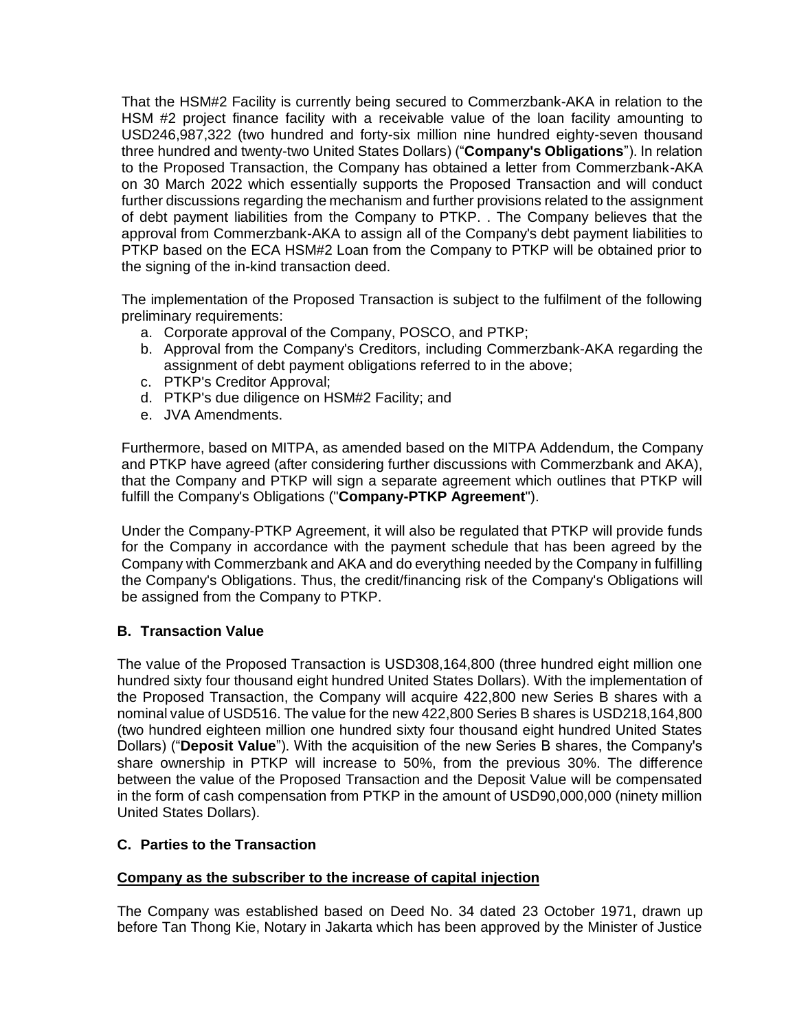That the HSM#2 Facility is currently being secured to Commerzbank-AKA in relation to the HSM #2 project finance facility with a receivable value of the loan facility amounting to USD246,987,322 (two hundred and forty-six million nine hundred eighty-seven thousand three hundred and twenty-two United States Dollars) ("**Company's Obligations**"). In relation to the Proposed Transaction, the Company has obtained a letter from Commerzbank-AKA on 30 March 2022 which essentially supports the Proposed Transaction and will conduct further discussions regarding the mechanism and further provisions related to the assignment of debt payment liabilities from the Company to PTKP. . The Company believes that the approval from Commerzbank-AKA to assign all of the Company's debt payment liabilities to PTKP based on the ECA HSM#2 Loan from the Company to PTKP will be obtained prior to the signing of the in-kind transaction deed.

The implementation of the Proposed Transaction is subject to the fulfilment of the following preliminary requirements:

a. Corporate approval of the Company, POSCO, and PTKP;
b. Approval from the Company's Creditors, including Commerzbank-AKA regarding the assignment of debt payment obligations referred to in the above;
c. PTKP's Creditor Approval;
d. PTKP's due diligence on HSM#2 Facility; and
e. JVA Amendments.

Furthermore, based on MITPA, as amended based on the MITPA Addendum, the Company and PTKP have agreed (after considering further discussions with Commerzbank and AKA), that the Company and PTKP will sign a separate agreement which outlines that PTKP will fulfill the Company's Obligations ("**Company-PTKP Agreement**").

Under the Company-PTKP Agreement, it will also be regulated that PTKP will provide funds for the Company in accordance with the payment schedule that has been agreed by the Company with Commerzbank and AKA and do everything needed by the Company in fulfilling the Company's Obligations. Thus, the credit/financing risk of the Company's Obligations will be assigned from the Company to PTKP.

### B. Transaction Value

The value of the Proposed Transaction is USD308,164,800 (three hundred eight million one hundred sixty four thousand eight hundred United States Dollars). With the implementation of the Proposed Transaction, the Company will acquire 422,800 new Series B shares with a nominal value of USD516. The value for the new 422,800 Series B shares is USD218,164,800 (two hundred eighteen million one hundred sixty four thousand eight hundred United States Dollars) ("**Deposit Value**"). With the acquisition of the new Series B shares, the Company's share ownership in PTKP will increase to 50%, from the previous 30%. The difference between the value of the Proposed Transaction and the Deposit Value will be compensated in the form of cash compensation from PTKP in the amount of USD90,000,000 (ninety million United States Dollars).

### C. Parties to the Transaction

**Company as the subscriber to the increase of capital injection**

The Company was established based on Deed No. 34 dated 23 October 1971, drawn up before Tan Thong Kie, Notary in Jakarta which has been approved by the Minister of Justice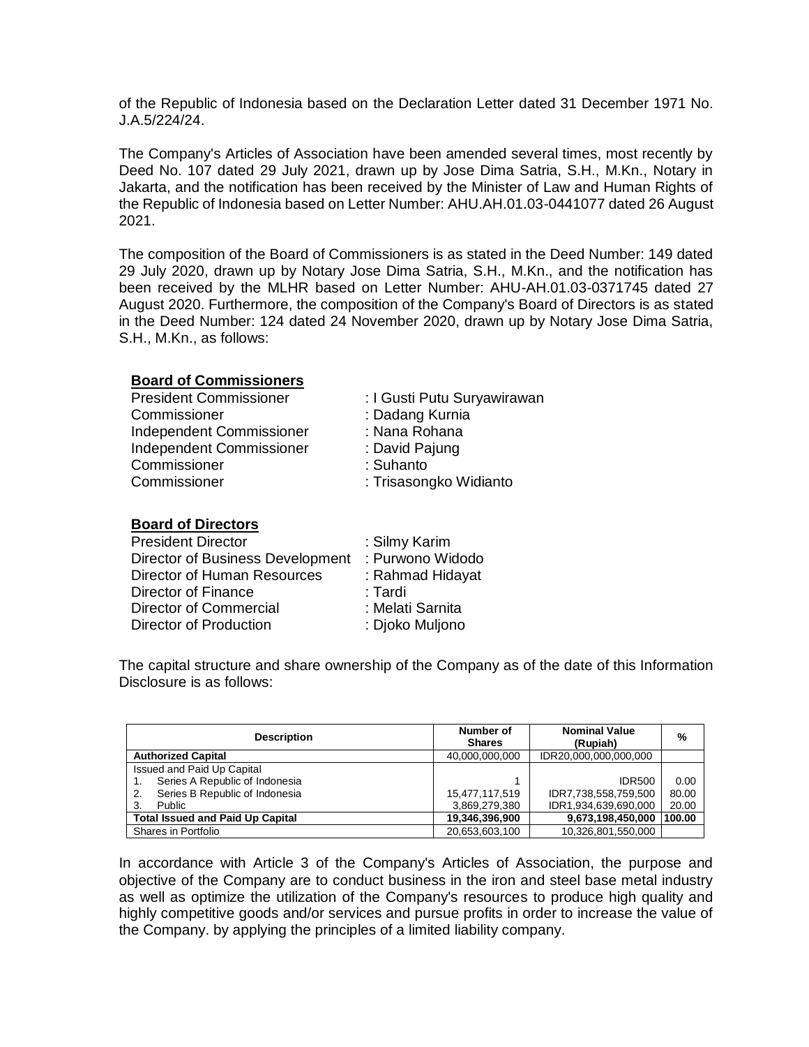of the Republic of Indonesia based on the Declaration Letter dated 31 December 1971 No. J.A.5/224/24.

The Company's Articles of Association have been amended several times, most recently by Deed No. 107 dated 29 July 2021, drawn up by Jose Dima Satria, S.H., M.Kn., Notary in Jakarta, and the notification has been received by the Minister of Law and Human Rights of the Republic of Indonesia based on Letter Number: AHU.AH.01.03-0441077 dated 26 August 2021.

The composition of the Board of Commissioners is as stated in the Deed Number: 149 dated 29 July 2020, drawn up by Notary Jose Dima Satria, S.H., M.Kn., and the notification has been received by the MLHR based on Letter Number: AHU-AH.01.03-0371745 dated 27 August 2020. Furthermore, the composition of the Company's Board of Directors is as stated in the Deed Number: 124 dated 24 November 2020, drawn up by Notary Jose Dima Satria, S.H., M.Kn., as follows:

**Board of Commissioners**

President Commissioner : I Gusti Putu Suryawirawan
Commissioner : Dadang Kurnia
Independent Commissioner : Nana Rohana
Independent Commissioner : David Pajung
Commissioner : Suhanto
Commissioner : Trisasongko Widianto

**Board of Directors**

President Director : Silmy Karim
Director of Business Development : Purwono Widodo
Director of Human Resources : Rahmad Hidayat
Director of Finance : Tardi
Director of Commercial : Melati Sarnita
Director of Production : Djoko Muljono

The capital structure and share ownership of the Company as of the date of this Information Disclosure is as follows:

| Description | Number of Shares | Nominal Value (Rupiah) | % |
|---|---|---|---|
| **Authorized Capital** | 40,000,000,000 | IDR20,000,000,000,000 | |
| Issued and Paid Up Capital | | | |
| 1. Series A Republic of Indonesia | 1 | IDR500 | 0.00 |
| 2. Series B Republic of Indonesia | 15,477,117,519 | IDR7,738,558,759,500 | 80.00 |
| 3. Public | 3,869,279,380 | IDR1,934,639,690,000 | 20.00 |
| **Total Issued and Paid Up Capital** | **19,346,396,900** | **9,673,198,450,000** | **100.00** |
| Shares in Portfolio | 20,653,603,100 | 10,326,801,550,000 | |

In accordance with Article 3 of the Company's Articles of Association, the purpose and objective of the Company are to conduct business in the iron and steel base metal industry as well as optimize the utilization of the Company's resources to produce high quality and highly competitive goods and/or services and pursue profits in order to increase the value of the Company. by applying the principles of a limited liability company.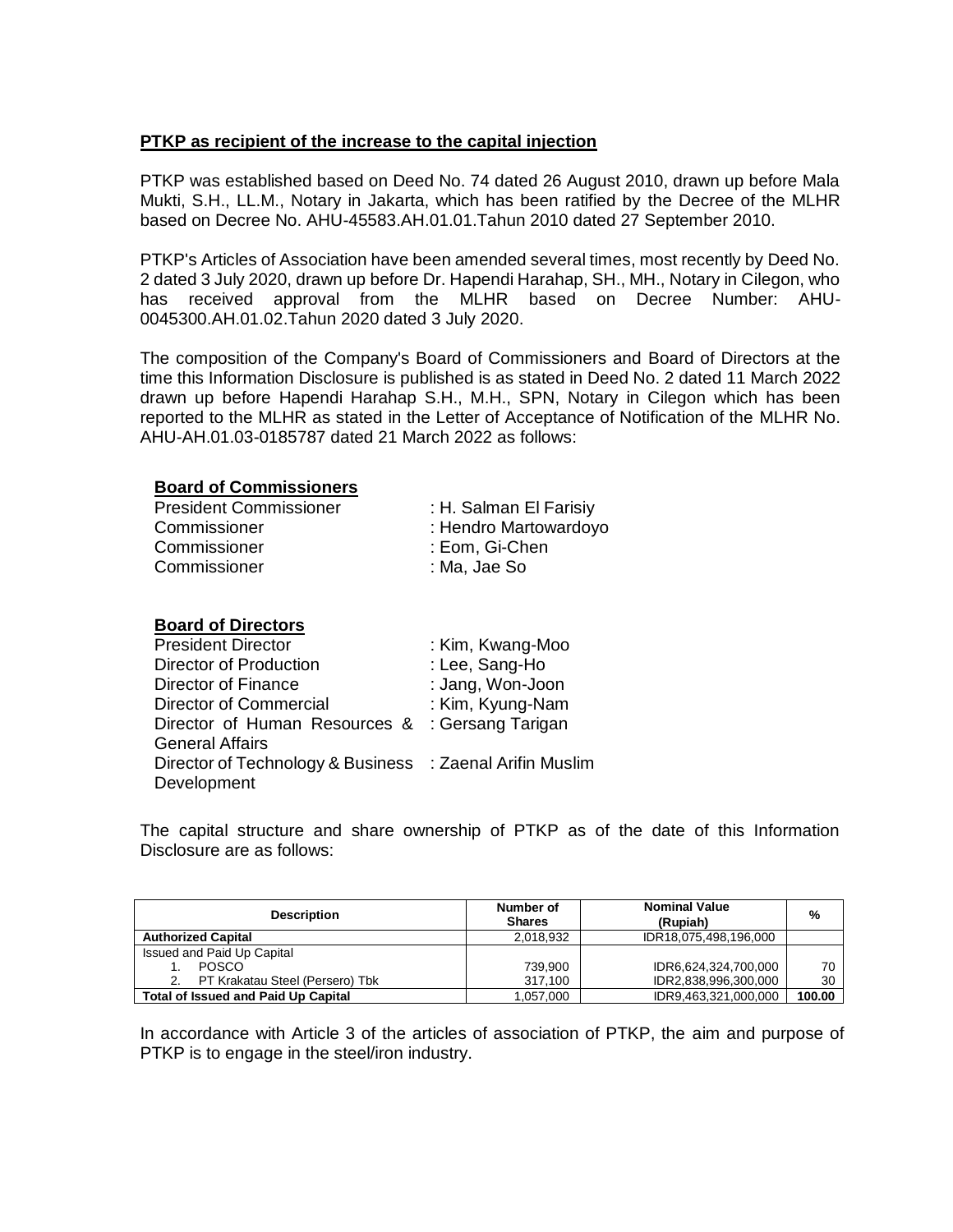**PTKP as recipient of the increase to the capital injection**

PTKP was established based on Deed No. 74 dated 26 August 2010, drawn up before Mala Mukti, S.H., LL.M., Notary in Jakarta, which has been ratified by the Decree of the MLHR based on Decree No. AHU-45583.AH.01.01.Tahun 2010 dated 27 September 2010.

PTKP's Articles of Association have been amended several times, most recently by Deed No. 2 dated 3 July 2020, drawn up before Dr. Hapendi Harahap, SH., MH., Notary in Cilegon, who has received approval from the MLHR based on Decree Number: AHU-0045300.AH.01.02.Tahun 2020 dated 3 July 2020.

The composition of the Company's Board of Commissioners and Board of Directors at the time this Information Disclosure is published is as stated in Deed No. 2 dated 11 March 2022 drawn up before Hapendi Harahap S.H., M.H., SPN, Notary in Cilegon which has been reported to the MLHR as stated in the Letter of Acceptance of Notification of the MLHR No. AHU-AH.01.03-0185787 dated 21 March 2022 as follows:

**Board of Commissioners**

President Commissioner : H. Salman El Farisiy
Commissioner : Hendro Martowardoyo
Commissioner : Eom, Gi-Chen
Commissioner : Ma, Jae So

**Board of Directors**

President Director : Kim, Kwang-Moo
Director of Production : Lee, Sang-Ho
Director of Finance : Jang, Won-Joon
Director of Commercial : Kim, Kyung-Nam
Director of Human Resources & General Affairs : Gersang Tarigan
Director of Technology & Business Development : Zaenal Arifin Muslim

The capital structure and share ownership of PTKP as of the date of this Information Disclosure are as follows:

| Description | Number of Shares | Nominal Value (Rupiah) | % |
|---|---|---|---|
| **Authorized Capital** | 2,018,932 | IDR18,075,498,196,000 | |
| Issued and Paid Up Capital | | | |
| 1. POSCO | 739,900 | IDR6,624,324,700,000 | 70 |
| 2. PT Krakatau Steel (Persero) Tbk | 317,100 | IDR2,838,996,300,000 | 30 |
| **Total of Issued and Paid Up Capital** | 1,057,000 | IDR9,463,321,000,000 | **100.00** |

In accordance with Article 3 of the articles of association of PTKP, the aim and purpose of PTKP is to engage in the steel/iron industry.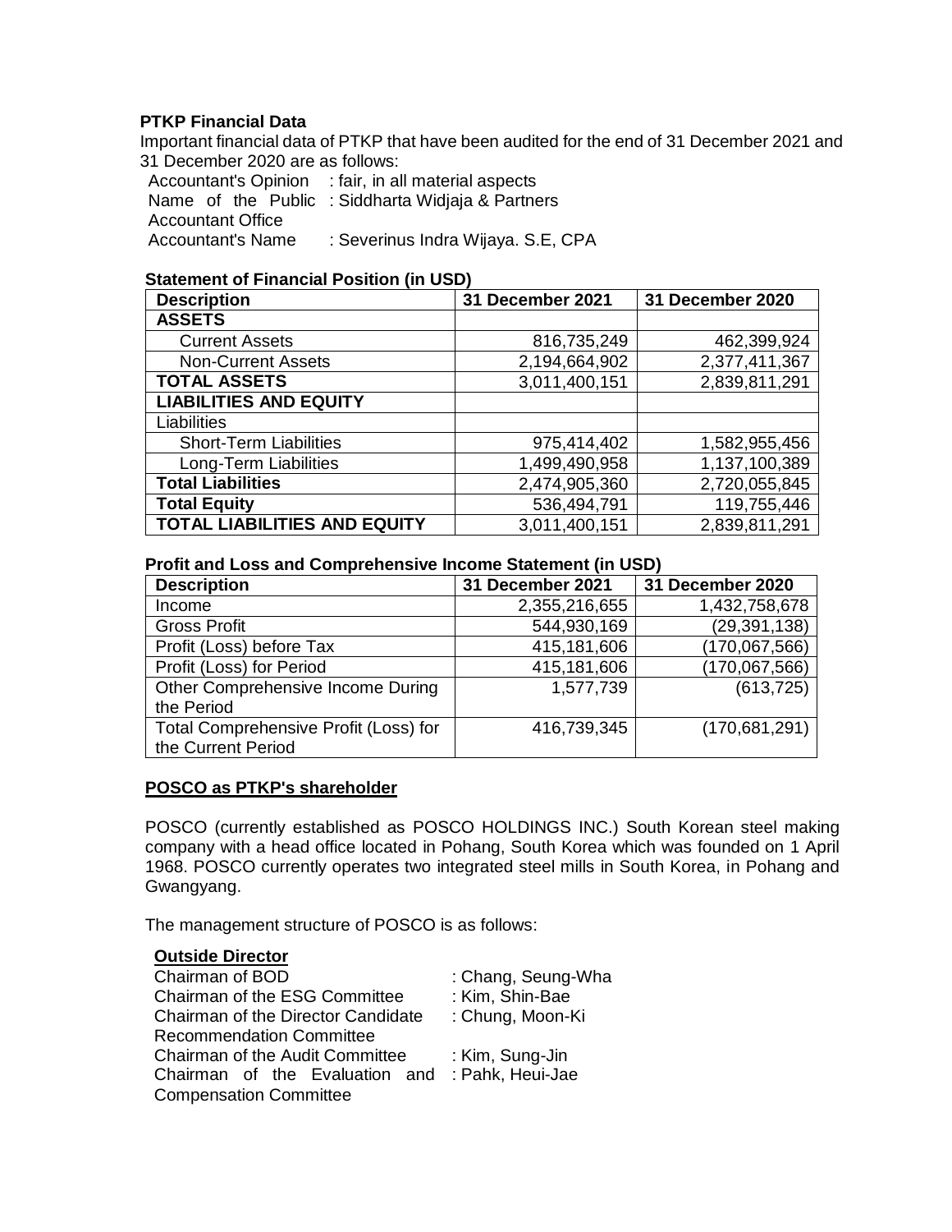**PTKP Financial Data**

Important financial data of PTKP that have been audited for the end of 31 December 2021 and 31 December 2020 are as follows:

Accountant's Opinion : fair, in all material aspects
Name of the Public Accountant Office : Siddharta Widjaja & Partners
Accountant's Name : Severinus Indra Wijaya. S.E, CPA

**Statement of Financial Position (in USD)**

| Description | 31 December 2021 | 31 December 2020 |
|---|---|---|
| **ASSETS** | | |
| Current Assets | 816,735,249 | 462,399,924 |
| Non-Current Assets | 2,194,664,902 | 2,377,411,367 |
| **TOTAL ASSETS** | 3,011,400,151 | 2,839,811,291 |
| **LIABILITIES AND EQUITY** | | |
| Liabilities | | |
| Short-Term Liabilities | 975,414,402 | 1,582,955,456 |
| Long-Term Liabilities | 1,499,490,958 | 1,137,100,389 |
| **Total Liabilities** | 2,474,905,360 | 2,720,055,845 |
| **Total Equity** | 536,494,791 | 119,755,446 |
| **TOTAL LIABILITIES AND EQUITY** | 3,011,400,151 | 2,839,811,291 |

**Profit and Loss and Comprehensive Income Statement (in USD)**

| Description | 31 December 2021 | 31 December 2020 |
|---|---|---|
| Income | 2,355,216,655 | 1,432,758,678 |
| Gross Profit | 544,930,169 | (29,391,138) |
| Profit (Loss) before Tax | 415,181,606 | (170,067,566) |
| Profit (Loss) for Period | 415,181,606 | (170,067,566) |
| Other Comprehensive Income During the Period | 1,577,739 | (613,725) |
| Total Comprehensive Profit (Loss) for the Current Period | 416,739,345 | (170,681,291) |

**POSCO as PTKP's shareholder**

POSCO (currently established as POSCO HOLDINGS INC.) South Korean steel making company with a head office located in Pohang, South Korea which was founded on 1 April 1968. POSCO currently operates two integrated steel mills in South Korea, in Pohang and Gwangyang.

The management structure of POSCO is as follows:

**Outside Director**

Chairman of BOD : Chang, Seung-Wha
Chairman of the ESG Committee : Kim, Shin-Bae
Chairman of the Director Candidate Recommendation Committee : Chung, Moon-Ki
Chairman of the Audit Committee : Kim, Sung-Jin
Chairman of the Evaluation and Compensation Committee : Pahk, Heui-Jae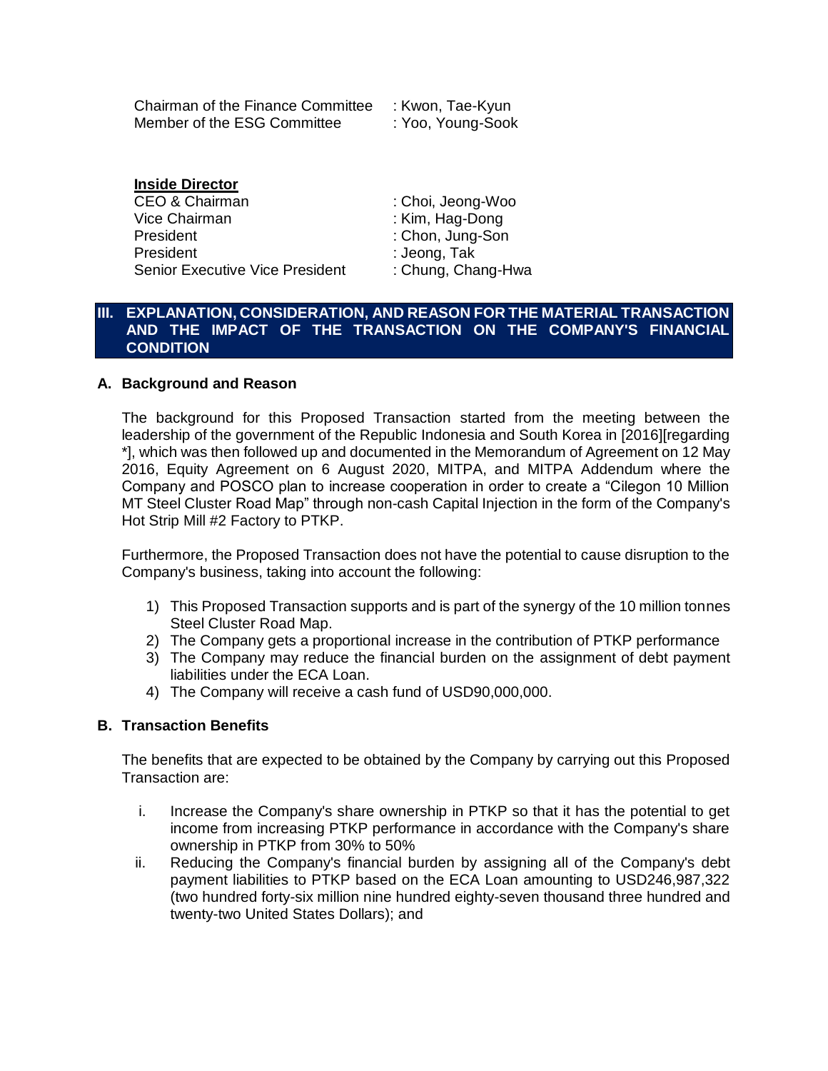Chairman of the Finance Committee : Kwon, Tae-Kyun
Member of the ESG Committee : Yoo, Young-Sook

**Inside Director**

CEO & Chairman : Choi, Jeong-Woo
Vice Chairman : Kim, Hag-Dong
President : Chon, Jung-Son
President : Jeong, Tak
Senior Executive Vice President : Chung, Chang-Hwa

## III. EXPLANATION, CONSIDERATION, AND REASON FOR THE MATERIAL TRANSACTION AND THE IMPACT OF THE TRANSACTION ON THE COMPANY'S FINANCIAL CONDITION

### A. Background and Reason

The background for this Proposed Transaction started from the meeting between the leadership of the government of the Republic Indonesia and South Korea in [2016][regarding *], which was then followed up and documented in the Memorandum of Agreement on 12 May 2016, Equity Agreement on 6 August 2020, MITPA, and MITPA Addendum where the Company and POSCO plan to increase cooperation in order to create a "Cilegon 10 Million MT Steel Cluster Road Map" through non-cash Capital Injection in the form of the Company's Hot Strip Mill #2 Factory to PTKP.

Furthermore, the Proposed Transaction does not have the potential to cause disruption to the Company's business, taking into account the following:

1) This Proposed Transaction supports and is part of the synergy of the 10 million tonnes Steel Cluster Road Map.
2) The Company gets a proportional increase in the contribution of PTKP performance
3) The Company may reduce the financial burden on the assignment of debt payment liabilities under the ECA Loan.
4) The Company will receive a cash fund of USD90,000,000.

### B. Transaction Benefits

The benefits that are expected to be obtained by the Company by carrying out this Proposed Transaction are:

i. Increase the Company's share ownership in PTKP so that it has the potential to get income from increasing PTKP performance in accordance with the Company's share ownership in PTKP from 30% to 50%
ii. Reducing the Company's financial burden by assigning all of the Company's debt payment liabilities to PTKP based on the ECA Loan amounting to USD246,987,322 (two hundred forty-six million nine hundred eighty-seven thousand three hundred and twenty-two United States Dollars); and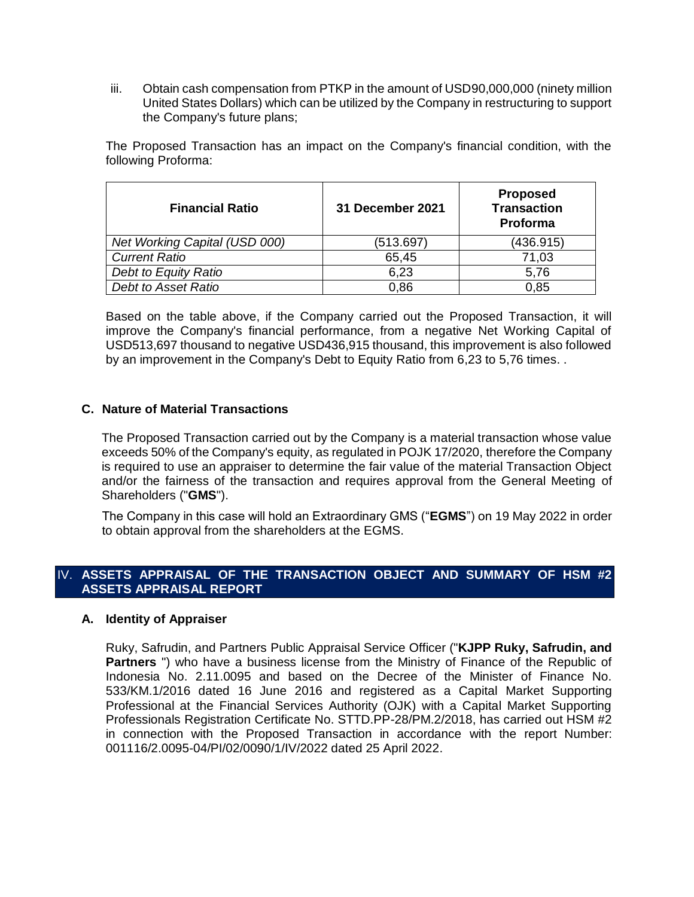iii. Obtain cash compensation from PTKP in the amount of USD90,000,000 (ninety million United States Dollars) which can be utilized by the Company in restructuring to support the Company's future plans;

The Proposed Transaction has an impact on the Company's financial condition, with the following Proforma:

| **Financial Ratio** | **31 December 2021** | **Proposed Transaction Proforma** |
|---|---|---|
| *Net Working Capital (USD 000)* | (513.697) | (436.915) |
| *Current Ratio* | 65,45 | 71,03 |
| *Debt to Equity Ratio* | 6,23 | 5,76 |
| *Debt to Asset Ratio* | 0,86 | 0,85 |

Based on the table above, if the Company carried out the Proposed Transaction, it will improve the Company's financial performance, from a negative Net Working Capital of USD513,697 thousand to negative USD436,915 thousand, this improvement is also followed by an improvement in the Company's Debt to Equity Ratio from 6,23 to 5,76 times. .

### C. Nature of Material Transactions

The Proposed Transaction carried out by the Company is a material transaction whose value exceeds 50% of the Company's equity, as regulated in POJK 17/2020, therefore the Company is required to use an appraiser to determine the fair value of the material Transaction Object and/or the fairness of the transaction and requires approval from the General Meeting of Shareholders ("**GMS**").

The Company in this case will hold an Extraordinary GMS ("**EGMS**") on 19 May 2022 in order to obtain approval from the shareholders at the EGMS.

## IV. ASSETS APPRAISAL OF THE TRANSACTION OBJECT AND SUMMARY OF HSM #2 ASSETS APPRAISAL REPORT

### A. Identity of Appraiser

Ruky, Safrudin, and Partners Public Appraisal Service Officer ("**KJPP Ruky, Safrudin, and Partners** ") who have a business license from the Ministry of Finance of the Republic of Indonesia No. 2.11.0095 and based on the Decree of the Minister of Finance No. 533/KM.1/2016 dated 16 June 2016 and registered as a Capital Market Supporting Professional at the Financial Services Authority (OJK) with a Capital Market Supporting Professionals Registration Certificate No. STTD.PP-28/PM.2/2018, has carried out HSM #2 in connection with the Proposed Transaction in accordance with the report Number: 001116/2.0095-04/PI/02/0090/1/IV/2022 dated 25 April 2022.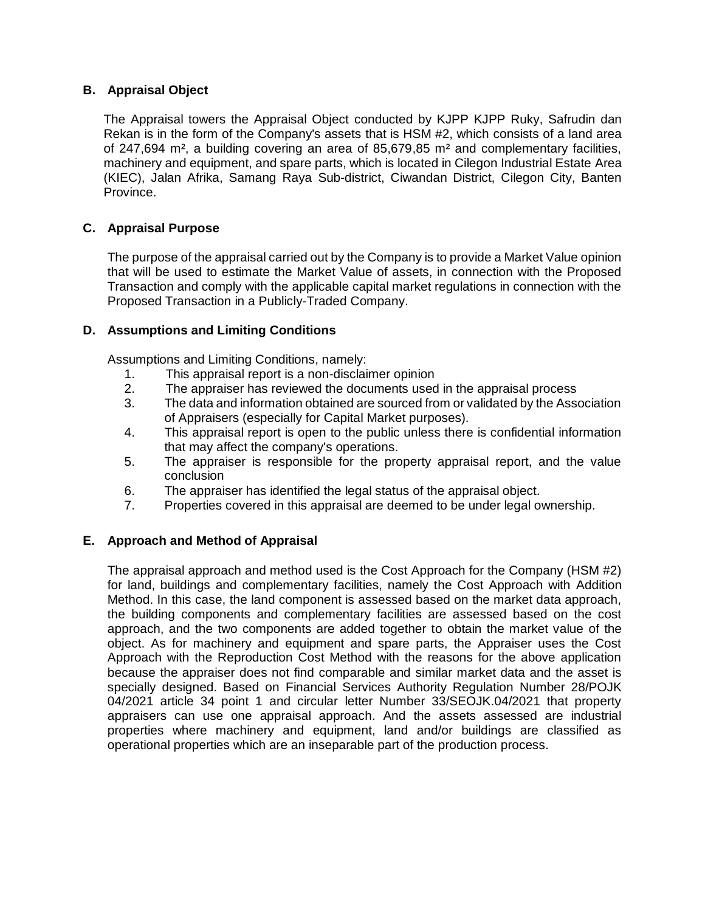## B. Appraisal Object

The Appraisal towers the Appraisal Object conducted by KJPP KJPP Ruky, Safrudin dan Rekan is in the form of the Company's assets that is HSM #2, which consists of a land area of 247,694 m², a building covering an area of 85,679,85 m² and complementary facilities, machinery and equipment, and spare parts, which is located in Cilegon Industrial Estate Area (KIEC), Jalan Afrika, Samang Raya Sub-district, Ciwandan District, Cilegon City, Banten Province.

## C. Appraisal Purpose

The purpose of the appraisal carried out by the Company is to provide a Market Value opinion that will be used to estimate the Market Value of assets, in connection with the Proposed Transaction and comply with the applicable capital market regulations in connection with the Proposed Transaction in a Publicly-Traded Company.

## D. Assumptions and Limiting Conditions

Assumptions and Limiting Conditions, namely:

1. This appraisal report is a non-disclaimer opinion
2. The appraiser has reviewed the documents used in the appraisal process
3. The data and information obtained are sourced from or validated by the Association of Appraisers (especially for Capital Market purposes).
4. This appraisal report is open to the public unless there is confidential information that may affect the company's operations.
5. The appraiser is responsible for the property appraisal report, and the value conclusion
6. The appraiser has identified the legal status of the appraisal object.
7. Properties covered in this appraisal are deemed to be under legal ownership.

## E. Approach and Method of Appraisal

The appraisal approach and method used is the Cost Approach for the Company (HSM #2) for land, buildings and complementary facilities, namely the Cost Approach with Addition Method. In this case, the land component is assessed based on the market data approach, the building components and complementary facilities are assessed based on the cost approach, and the two components are added together to obtain the market value of the object. As for machinery and equipment and spare parts, the Appraiser uses the Cost Approach with the Reproduction Cost Method with the reasons for the above application because the appraiser does not find comparable and similar market data and the asset is specially designed. Based on Financial Services Authority Regulation Number 28/POJK 04/2021 article 34 point 1 and circular letter Number 33/SEOJK.04/2021 that property appraisers can use one appraisal approach. And the assets assessed are industrial properties where machinery and equipment, land and/or buildings are classified as operational properties which are an inseparable part of the production process.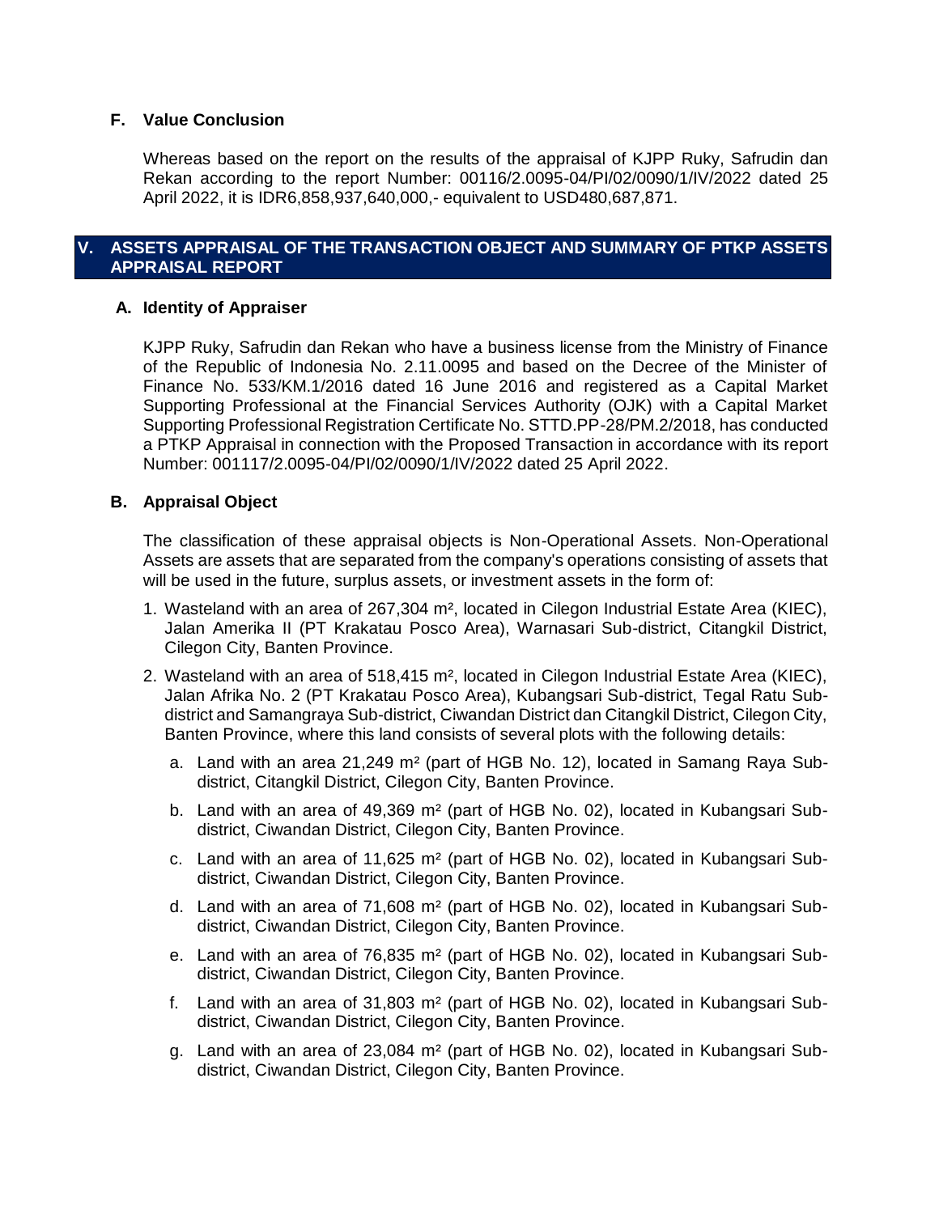### F. Value Conclusion

Whereas based on the report on the results of the appraisal of KJPP Ruky, Safrudin dan Rekan according to the report Number: 00116/2.0095-04/PI/02/0090/1/IV/2022 dated 25 April 2022, it is IDR6,858,937,640,000,- equivalent to USD480,687,871.

## V. ASSETS APPRAISAL OF THE TRANSACTION OBJECT AND SUMMARY OF PTKP ASSETS APPRAISAL REPORT

### A. Identity of Appraiser

KJPP Ruky, Safrudin dan Rekan who have a business license from the Ministry of Finance of the Republic of Indonesia No. 2.11.0095 and based on the Decree of the Minister of Finance No. 533/KM.1/2016 dated 16 June 2016 and registered as a Capital Market Supporting Professional at the Financial Services Authority (OJK) with a Capital Market Supporting Professional Registration Certificate No. STTD.PP-28/PM.2/2018, has conducted a PTKP Appraisal in connection with the Proposed Transaction in accordance with its report Number: 001117/2.0095-04/PI/02/0090/1/IV/2022 dated 25 April 2022.

### B. Appraisal Object

The classification of these appraisal objects is Non-Operational Assets. Non-Operational Assets are assets that are separated from the company's operations consisting of assets that will be used in the future, surplus assets, or investment assets in the form of:

1. Wasteland with an area of 267,304 m², located in Cilegon Industrial Estate Area (KIEC), Jalan Amerika II (PT Krakatau Posco Area), Warnasari Sub-district, Citangkil District, Cilegon City, Banten Province.
2. Wasteland with an area of 518,415 m², located in Cilegon Industrial Estate Area (KIEC), Jalan Afrika No. 2 (PT Krakatau Posco Area), Kubangsari Sub-district, Tegal Ratu Sub-district and Samangraya Sub-district, Ciwandan District dan Citangkil District, Cilegon City, Banten Province, where this land consists of several plots with the following details:
   a. Land with an area 21,249 m² (part of HGB No. 12), located in Samang Raya Sub-district, Citangkil District, Cilegon City, Banten Province.
   b. Land with an area of 49,369 m² (part of HGB No. 02), located in Kubangsari Sub-district, Ciwandan District, Cilegon City, Banten Province.
   c. Land with an area of 11,625 m² (part of HGB No. 02), located in Kubangsari Sub-district, Ciwandan District, Cilegon City, Banten Province.
   d. Land with an area of 71,608 m² (part of HGB No. 02), located in Kubangsari Sub-district, Ciwandan District, Cilegon City, Banten Province.
   e. Land with an area of 76,835 m² (part of HGB No. 02), located in Kubangsari Sub-district, Ciwandan District, Cilegon City, Banten Province.
   f. Land with an area of 31,803 m² (part of HGB No. 02), located in Kubangsari Sub-district, Ciwandan District, Cilegon City, Banten Province.
   g. Land with an area of 23,084 m² (part of HGB No. 02), located in Kubangsari Sub-district, Ciwandan District, Cilegon City, Banten Province.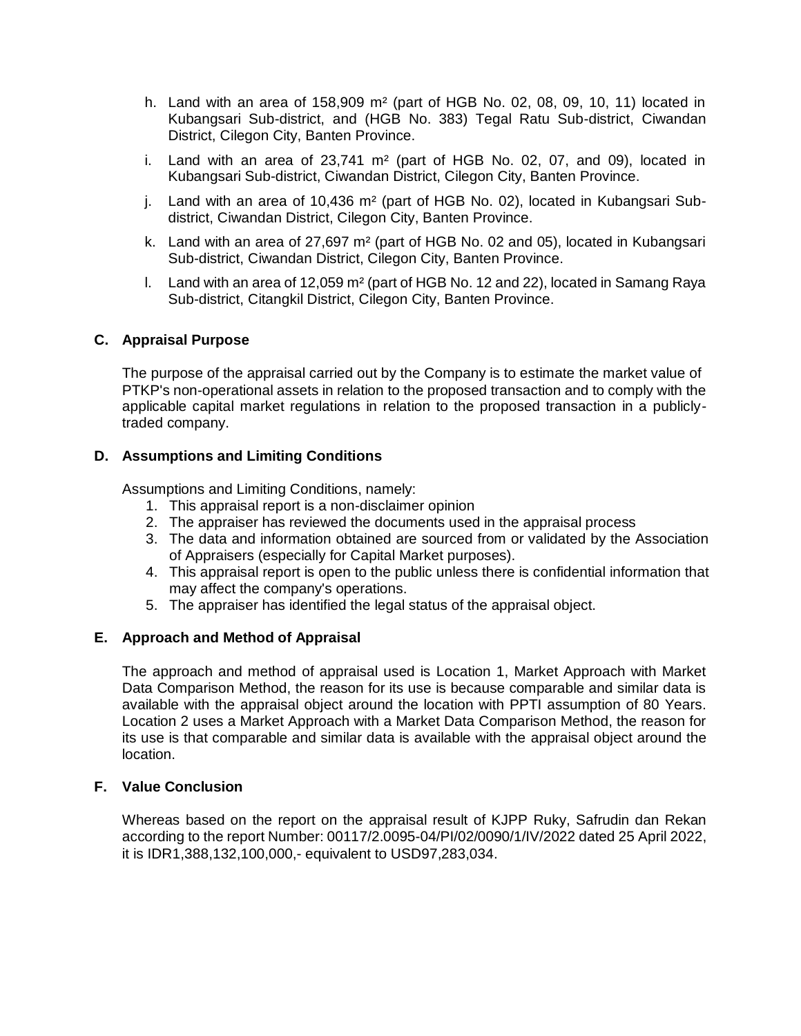h. Land with an area of 158,909 m² (part of HGB No. 02, 08, 09, 10, 11) located in Kubangsari Sub-district, and (HGB No. 383) Tegal Ratu Sub-district, Ciwandan District, Cilegon City, Banten Province.

i. Land with an area of 23,741 m² (part of HGB No. 02, 07, and 09), located in Kubangsari Sub-district, Ciwandan District, Cilegon City, Banten Province.

j. Land with an area of 10,436 m² (part of HGB No. 02), located in Kubangsari Sub-district, Ciwandan District, Cilegon City, Banten Province.

k. Land with an area of 27,697 m² (part of HGB No. 02 and 05), located in Kubangsari Sub-district, Ciwandan District, Cilegon City, Banten Province.

l. Land with an area of 12,059 m² (part of HGB No. 12 and 22), located in Samang Raya Sub-district, Citangkil District, Cilegon City, Banten Province.

### C. Appraisal Purpose

The purpose of the appraisal carried out by the Company is to estimate the market value of PTKP's non-operational assets in relation to the proposed transaction and to comply with the applicable capital market regulations in relation to the proposed transaction in a publicly-traded company.

### D. Assumptions and Limiting Conditions

Assumptions and Limiting Conditions, namely:

1. This appraisal report is a non-disclaimer opinion
2. The appraiser has reviewed the documents used in the appraisal process
3. The data and information obtained are sourced from or validated by the Association of Appraisers (especially for Capital Market purposes).
4. This appraisal report is open to the public unless there is confidential information that may affect the company's operations.
5. The appraiser has identified the legal status of the appraisal object.

### E. Approach and Method of Appraisal

The approach and method of appraisal used is Location 1, Market Approach with Market Data Comparison Method, the reason for its use is because comparable and similar data is available with the appraisal object around the location with PPTI assumption of 80 Years. Location 2 uses a Market Approach with a Market Data Comparison Method, the reason for its use is that comparable and similar data is available with the appraisal object around the location.

### F. Value Conclusion

Whereas based on the report on the appraisal result of KJPP Ruky, Safrudin dan Rekan according to the report Number: 00117/2.0095-04/PI/02/0090/1/IV/2022 dated 25 April 2022, it is IDR1,388,132,100,000,- equivalent to USD97,283,034.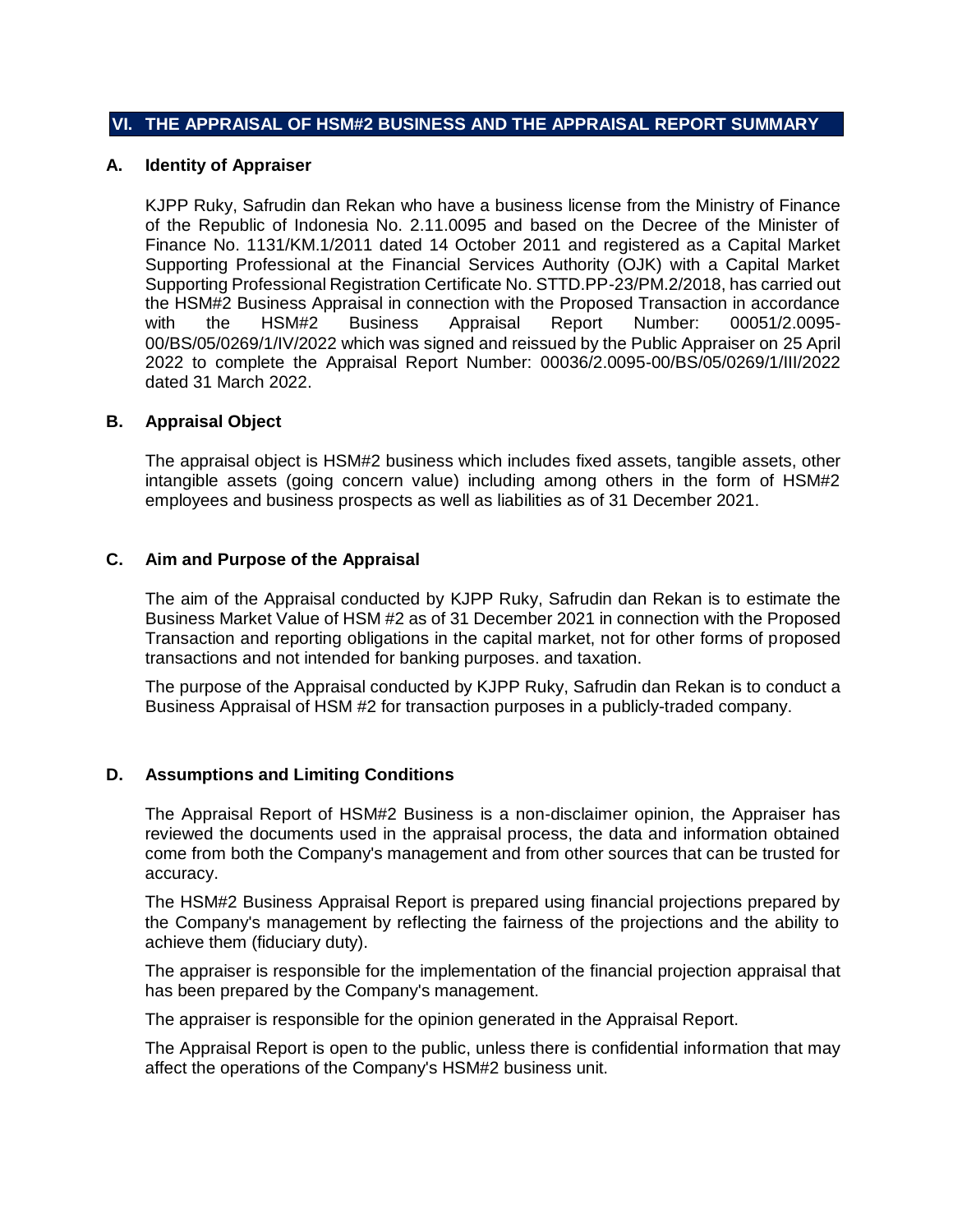## VI. THE APPRAISAL OF HSM#2 BUSINESS AND THE APPRAISAL REPORT SUMMARY

### A. Identity of Appraiser

KJPP Ruky, Safrudin dan Rekan who have a business license from the Ministry of Finance of the Republic of Indonesia No. 2.11.0095 and based on the Decree of the Minister of Finance No. 1131/KM.1/2011 dated 14 October 2011 and registered as a Capital Market Supporting Professional at the Financial Services Authority (OJK) with a Capital Market Supporting Professional Registration Certificate No. STTD.PP-23/PM.2/2018, has carried out the HSM#2 Business Appraisal in connection with the Proposed Transaction in accordance with the HSM#2 Business Appraisal Report Number: 00051/2.0095-00/BS/05/0269/1/IV/2022 which was signed and reissued by the Public Appraiser on 25 April 2022 to complete the Appraisal Report Number: 00036/2.0095-00/BS/05/0269/1/III/2022 dated 31 March 2022.

### B. Appraisal Object

The appraisal object is HSM#2 business which includes fixed assets, tangible assets, other intangible assets (going concern value) including among others in the form of HSM#2 employees and business prospects as well as liabilities as of 31 December 2021.

### C. Aim and Purpose of the Appraisal

The aim of the Appraisal conducted by KJPP Ruky, Safrudin dan Rekan is to estimate the Business Market Value of HSM #2 as of 31 December 2021 in connection with the Proposed Transaction and reporting obligations in the capital market, not for other forms of proposed transactions and not intended for banking purposes. and taxation.

The purpose of the Appraisal conducted by KJPP Ruky, Safrudin dan Rekan is to conduct a Business Appraisal of HSM #2 for transaction purposes in a publicly-traded company.

### D. Assumptions and Limiting Conditions

The Appraisal Report of HSM#2 Business is a non-disclaimer opinion, the Appraiser has reviewed the documents used in the appraisal process, the data and information obtained come from both the Company's management and from other sources that can be trusted for accuracy.

The HSM#2 Business Appraisal Report is prepared using financial projections prepared by the Company's management by reflecting the fairness of the projections and the ability to achieve them (fiduciary duty).

The appraiser is responsible for the implementation of the financial projection appraisal that has been prepared by the Company's management.

The appraiser is responsible for the opinion generated in the Appraisal Report.

The Appraisal Report is open to the public, unless there is confidential information that may affect the operations of the Company's HSM#2 business unit.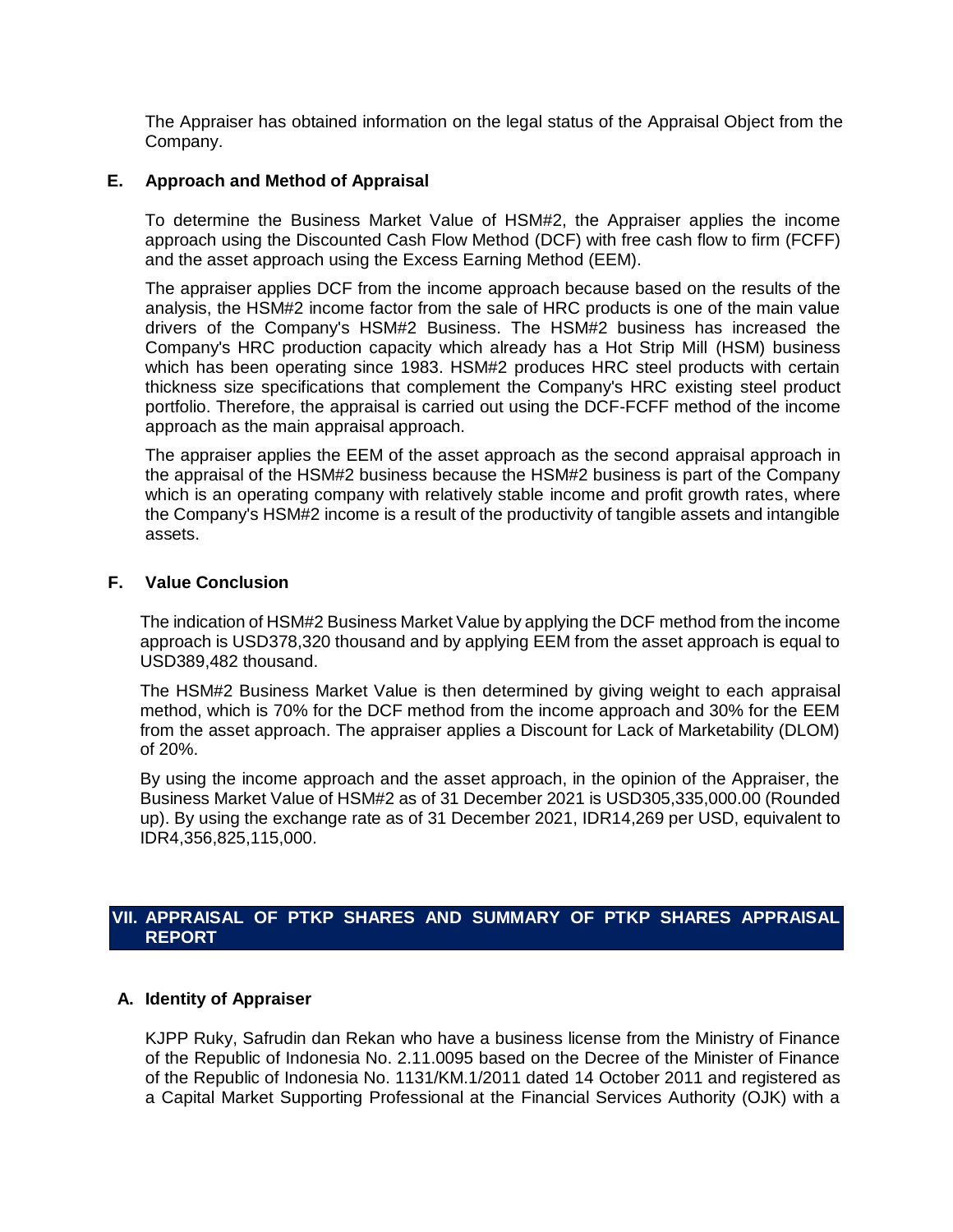The Appraiser has obtained information on the legal status of the Appraisal Object from the Company.

### E. Approach and Method of Appraisal

To determine the Business Market Value of HSM#2, the Appraiser applies the income approach using the Discounted Cash Flow Method (DCF) with free cash flow to firm (FCFF) and the asset approach using the Excess Earning Method (EEM).

The appraiser applies DCF from the income approach because based on the results of the analysis, the HSM#2 income factor from the sale of HRC products is one of the main value drivers of the Company's HSM#2 Business. The HSM#2 business has increased the Company's HRC production capacity which already has a Hot Strip Mill (HSM) business which has been operating since 1983. HSM#2 produces HRC steel products with certain thickness size specifications that complement the Company's HRC existing steel product portfolio. Therefore, the appraisal is carried out using the DCF-FCFF method of the income approach as the main appraisal approach.

The appraiser applies the EEM of the asset approach as the second appraisal approach in the appraisal of the HSM#2 business because the HSM#2 business is part of the Company which is an operating company with relatively stable income and profit growth rates, where the Company's HSM#2 income is a result of the productivity of tangible assets and intangible assets.

### F. Value Conclusion

The indication of HSM#2 Business Market Value by applying the DCF method from the income approach is USD378,320 thousand and by applying EEM from the asset approach is equal to USD389,482 thousand.

The HSM#2 Business Market Value is then determined by giving weight to each appraisal method, which is 70% for the DCF method from the income approach and 30% for the EEM from the asset approach. The appraiser applies a Discount for Lack of Marketability (DLOM) of 20%.

By using the income approach and the asset approach, in the opinion of the Appraiser, the Business Market Value of HSM#2 as of 31 December 2021 is USD305,335,000.00 (Rounded up). By using the exchange rate as of 31 December 2021, IDR14,269 per USD, equivalent to IDR4,356,825,115,000.

## VII. APPRAISAL OF PTKP SHARES AND SUMMARY OF PTKP SHARES APPRAISAL REPORT

### A. Identity of Appraiser

KJPP Ruky, Safrudin dan Rekan who have a business license from the Ministry of Finance of the Republic of Indonesia No. 2.11.0095 based on the Decree of the Minister of Finance of the Republic of Indonesia No. 1131/KM.1/2011 dated 14 October 2011 and registered as a Capital Market Supporting Professional at the Financial Services Authority (OJK) with a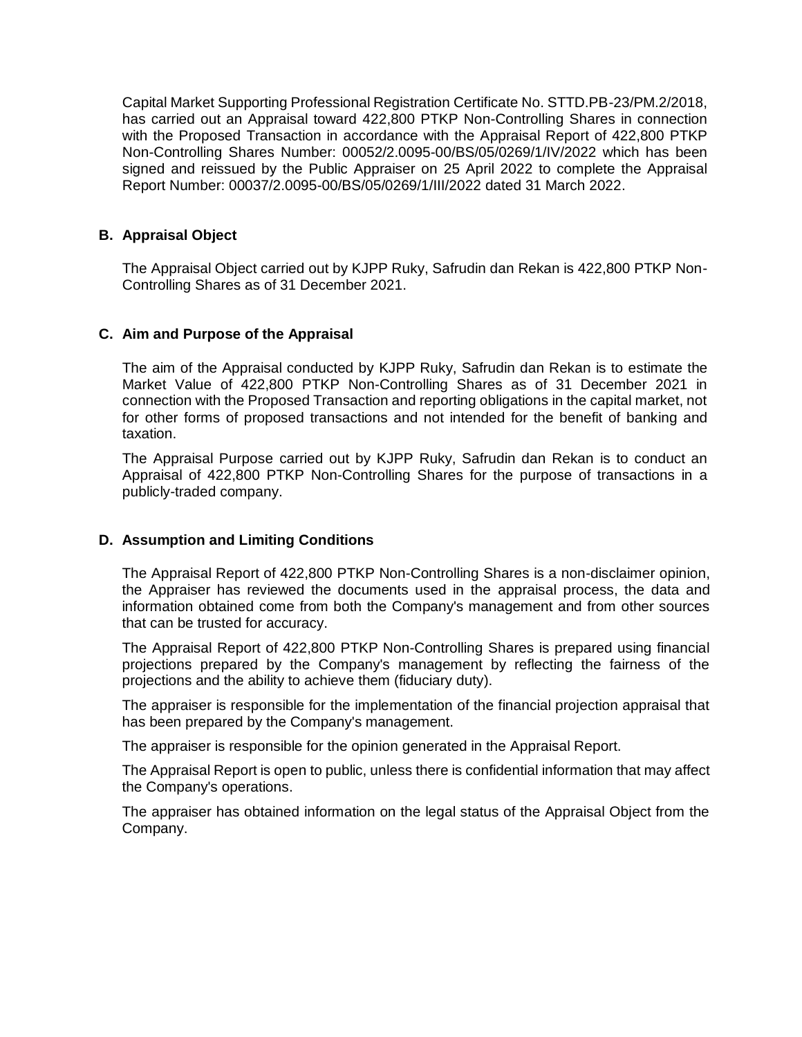Capital Market Supporting Professional Registration Certificate No. STTD.PB-23/PM.2/2018, has carried out an Appraisal toward 422,800 PTKP Non-Controlling Shares in connection with the Proposed Transaction in accordance with the Appraisal Report of 422,800 PTKP Non-Controlling Shares Number: 00052/2.0095-00/BS/05/0269/1/IV/2022 which has been signed and reissued by the Public Appraiser on 25 April 2022 to complete the Appraisal Report Number: 00037/2.0095-00/BS/05/0269/1/III/2022 dated 31 March 2022.

### B. Appraisal Object

The Appraisal Object carried out by KJPP Ruky, Safrudin dan Rekan is 422,800 PTKP Non-Controlling Shares as of 31 December 2021.

### C. Aim and Purpose of the Appraisal

The aim of the Appraisal conducted by KJPP Ruky, Safrudin dan Rekan is to estimate the Market Value of 422,800 PTKP Non-Controlling Shares as of 31 December 2021 in connection with the Proposed Transaction and reporting obligations in the capital market, not for other forms of proposed transactions and not intended for the benefit of banking and taxation.

The Appraisal Purpose carried out by KJPP Ruky, Safrudin dan Rekan is to conduct an Appraisal of 422,800 PTKP Non-Controlling Shares for the purpose of transactions in a publicly-traded company.

### D. Assumption and Limiting Conditions

The Appraisal Report of 422,800 PTKP Non-Controlling Shares is a non-disclaimer opinion, the Appraiser has reviewed the documents used in the appraisal process, the data and information obtained come from both the Company's management and from other sources that can be trusted for accuracy.

The Appraisal Report of 422,800 PTKP Non-Controlling Shares is prepared using financial projections prepared by the Company's management by reflecting the fairness of the projections and the ability to achieve them (fiduciary duty).

The appraiser is responsible for the implementation of the financial projection appraisal that has been prepared by the Company's management.

The appraiser is responsible for the opinion generated in the Appraisal Report.

The Appraisal Report is open to public, unless there is confidential information that may affect the Company's operations.

The appraiser has obtained information on the legal status of the Appraisal Object from the Company.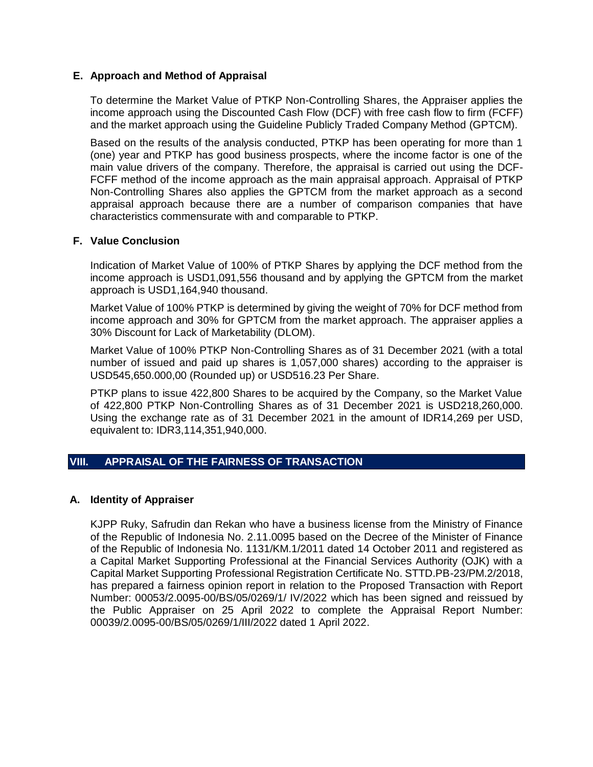### E. Approach and Method of Appraisal

To determine the Market Value of PTKP Non-Controlling Shares, the Appraiser applies the income approach using the Discounted Cash Flow (DCF) with free cash flow to firm (FCFF) and the market approach using the Guideline Publicly Traded Company Method (GPTCM).

Based on the results of the analysis conducted, PTKP has been operating for more than 1 (one) year and PTKP has good business prospects, where the income factor is one of the main value drivers of the company. Therefore, the appraisal is carried out using the DCF-FCFF method of the income approach as the main appraisal approach. Appraisal of PTKP Non-Controlling Shares also applies the GPTCM from the market approach as a second appraisal approach because there are a number of comparison companies that have characteristics commensurate with and comparable to PTKP.

### F. Value Conclusion

Indication of Market Value of 100% of PTKP Shares by applying the DCF method from the income approach is USD1,091,556 thousand and by applying the GPTCM from the market approach is USD1,164,940 thousand.

Market Value of 100% PTKP is determined by giving the weight of 70% for DCF method from income approach and 30% for GPTCM from the market approach. The appraiser applies a 30% Discount for Lack of Marketability (DLOM).

Market Value of 100% PTKP Non-Controlling Shares as of 31 December 2021 (with a total number of issued and paid up shares is 1,057,000 shares) according to the appraiser is USD545,650.000,00 (Rounded up) or USD516.23 Per Share.

PTKP plans to issue 422,800 Shares to be acquired by the Company, so the Market Value of 422,800 PTKP Non-Controlling Shares as of 31 December 2021 is USD218,260,000. Using the exchange rate as of 31 December 2021 in the amount of IDR14,269 per USD, equivalent to: IDR3,114,351,940,000.

## VIII. APPRAISAL OF THE FAIRNESS OF TRANSACTION

### A. Identity of Appraiser

KJPP Ruky, Safrudin dan Rekan who have a business license from the Ministry of Finance of the Republic of Indonesia No. 2.11.0095 based on the Decree of the Minister of Finance of the Republic of Indonesia No. 1131/KM.1/2011 dated 14 October 2011 and registered as a Capital Market Supporting Professional at the Financial Services Authority (OJK) with a Capital Market Supporting Professional Registration Certificate No. STTD.PB-23/PM.2/2018, has prepared a fairness opinion report in relation to the Proposed Transaction with Report Number: 00053/2.0095-00/BS/05/0269/1/ IV/2022 which has been signed and reissued by the Public Appraiser on 25 April 2022 to complete the Appraisal Report Number: 00039/2.0095-00/BS/05/0269/1/III/2022 dated 1 April 2022.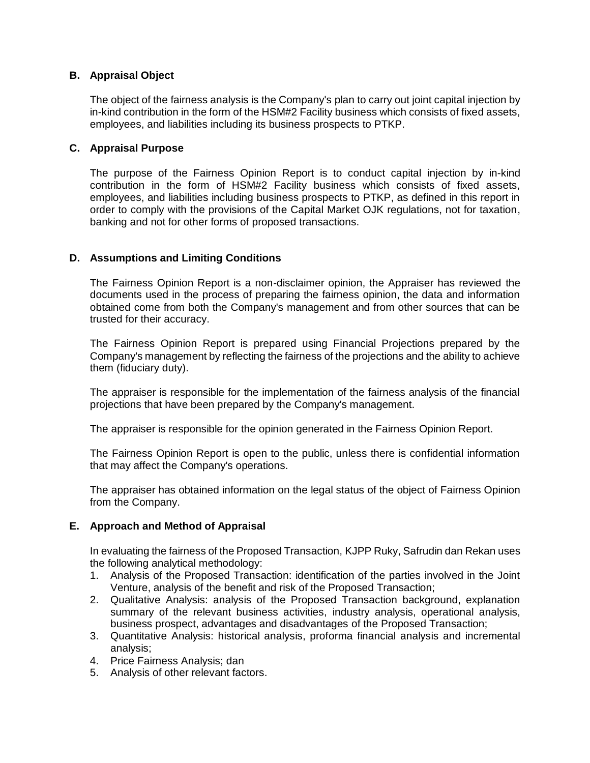### B. Appraisal Object

The object of the fairness analysis is the Company's plan to carry out joint capital injection by in-kind contribution in the form of the HSM#2 Facility business which consists of fixed assets, employees, and liabilities including its business prospects to PTKP.

### C. Appraisal Purpose

The purpose of the Fairness Opinion Report is to conduct capital injection by in-kind contribution in the form of HSM#2 Facility business which consists of fixed assets, employees, and liabilities including business prospects to PTKP, as defined in this report in order to comply with the provisions of the Capital Market OJK regulations, not for taxation, banking and not for other forms of proposed transactions.

### D. Assumptions and Limiting Conditions

The Fairness Opinion Report is a non-disclaimer opinion, the Appraiser has reviewed the documents used in the process of preparing the fairness opinion, the data and information obtained come from both the Company's management and from other sources that can be trusted for their accuracy.

The Fairness Opinion Report is prepared using Financial Projections prepared by the Company's management by reflecting the fairness of the projections and the ability to achieve them (fiduciary duty).

The appraiser is responsible for the implementation of the fairness analysis of the financial projections that have been prepared by the Company's management.

The appraiser is responsible for the opinion generated in the Fairness Opinion Report.

The Fairness Opinion Report is open to the public, unless there is confidential information that may affect the Company's operations.

The appraiser has obtained information on the legal status of the object of Fairness Opinion from the Company.

### E. Approach and Method of Appraisal

In evaluating the fairness of the Proposed Transaction, KJPP Ruky, Safrudin dan Rekan uses the following analytical methodology:

1. Analysis of the Proposed Transaction: identification of the parties involved in the Joint Venture, analysis of the benefit and risk of the Proposed Transaction;
2. Qualitative Analysis: analysis of the Proposed Transaction background, explanation summary of the relevant business activities, industry analysis, operational analysis, business prospect, advantages and disadvantages of the Proposed Transaction;
3. Quantitative Analysis: historical analysis, proforma financial analysis and incremental analysis;
4. Price Fairness Analysis; dan
5. Analysis of other relevant factors.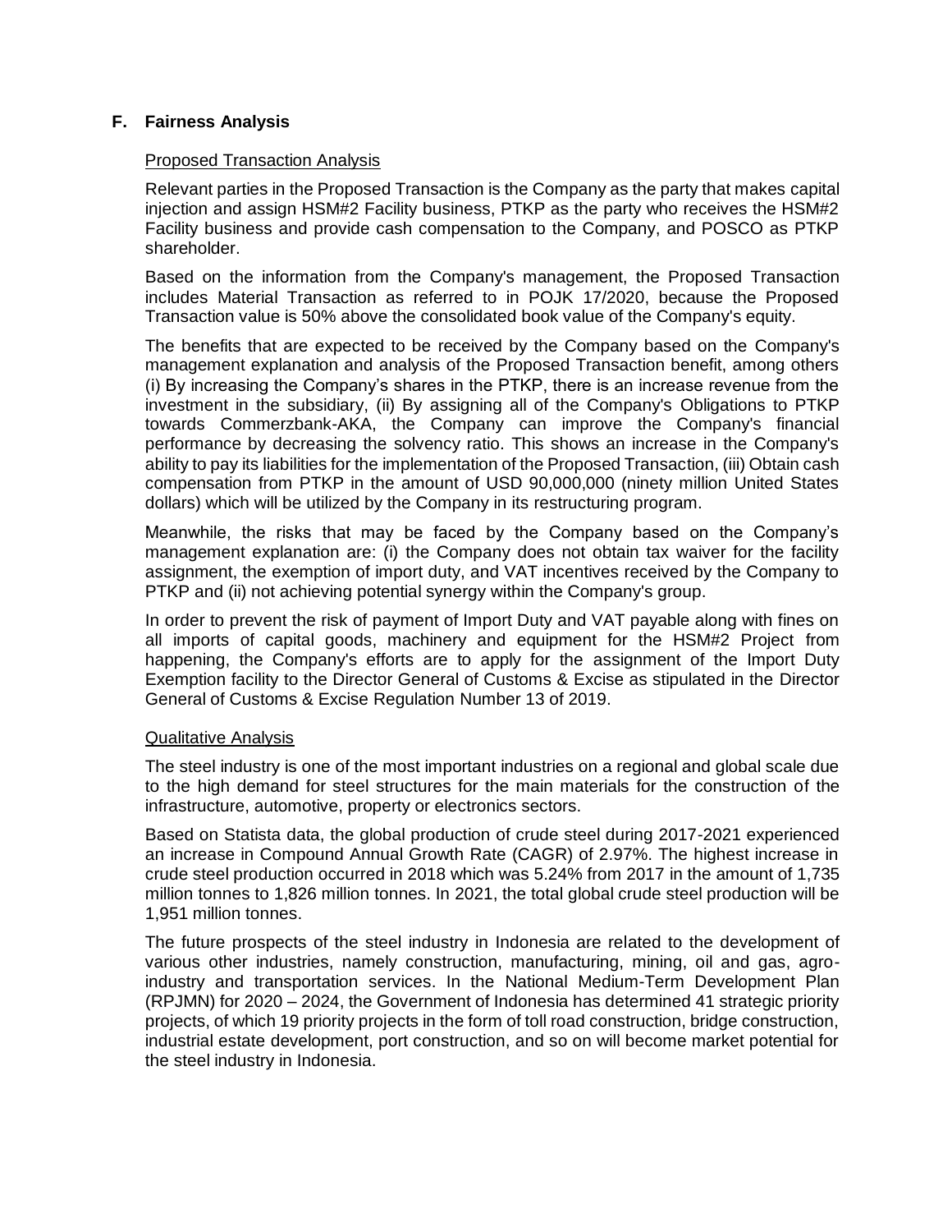## F. Fairness Analysis

Proposed Transaction Analysis

Relevant parties in the Proposed Transaction is the Company as the party that makes capital injection and assign HSM#2 Facility business, PTKP as the party who receives the HSM#2 Facility business and provide cash compensation to the Company, and POSCO as PTKP shareholder.

Based on the information from the Company's management, the Proposed Transaction includes Material Transaction as referred to in POJK 17/2020, because the Proposed Transaction value is 50% above the consolidated book value of the Company's equity.

The benefits that are expected to be received by the Company based on the Company's management explanation and analysis of the Proposed Transaction benefit, among others (i) By increasing the Company's shares in the PTKP, there is an increase revenue from the investment in the subsidiary, (ii) By assigning all of the Company's Obligations to PTKP towards Commerzbank-AKA, the Company can improve the Company's financial performance by decreasing the solvency ratio. This shows an increase in the Company's ability to pay its liabilities for the implementation of the Proposed Transaction, (iii) Obtain cash compensation from PTKP in the amount of USD 90,000,000 (ninety million United States dollars) which will be utilized by the Company in its restructuring program.

Meanwhile, the risks that may be faced by the Company based on the Company's management explanation are: (i) the Company does not obtain tax waiver for the facility assignment, the exemption of import duty, and VAT incentives received by the Company to PTKP and (ii) not achieving potential synergy within the Company's group.

In order to prevent the risk of payment of Import Duty and VAT payable along with fines on all imports of capital goods, machinery and equipment for the HSM#2 Project from happening, the Company's efforts are to apply for the assignment of the Import Duty Exemption facility to the Director General of Customs & Excise as stipulated in the Director General of Customs & Excise Regulation Number 13 of 2019.

Qualitative Analysis

The steel industry is one of the most important industries on a regional and global scale due to the high demand for steel structures for the main materials for the construction of the infrastructure, automotive, property or electronics sectors.

Based on Statista data, the global production of crude steel during 2017-2021 experienced an increase in Compound Annual Growth Rate (CAGR) of 2.97%. The highest increase in crude steel production occurred in 2018 which was 5.24% from 2017 in the amount of 1,735 million tonnes to 1,826 million tonnes. In 2021, the total global crude steel production will be 1,951 million tonnes.

The future prospects of the steel industry in Indonesia are related to the development of various other industries, namely construction, manufacturing, mining, oil and gas, agro-industry and transportation services. In the National Medium-Term Development Plan (RPJMN) for 2020 – 2024, the Government of Indonesia has determined 41 strategic priority projects, of which 19 priority projects in the form of toll road construction, bridge construction, industrial estate development, port construction, and so on will become market potential for the steel industry in Indonesia.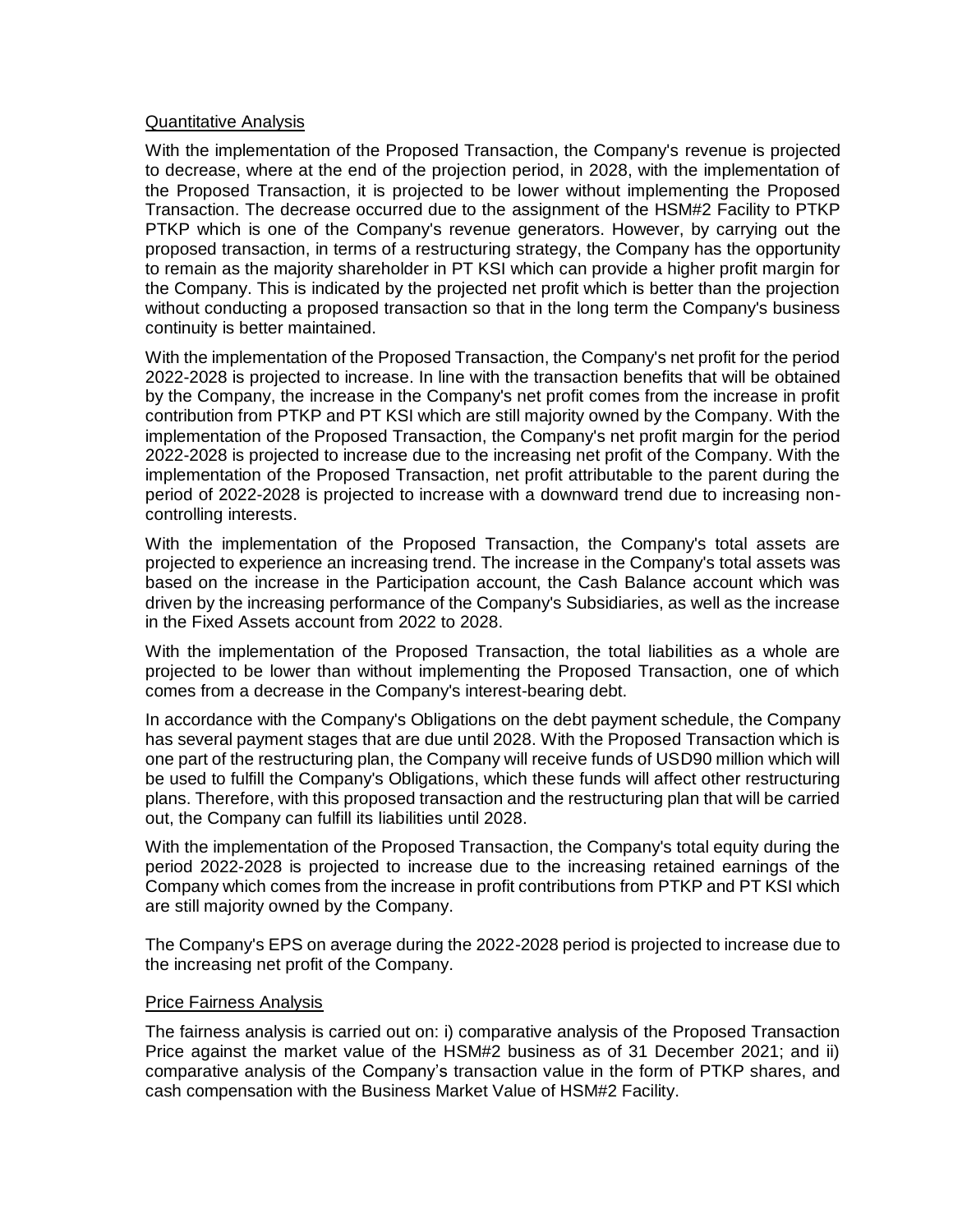Quantitative Analysis

With the implementation of the Proposed Transaction, the Company's revenue is projected to decrease, where at the end of the projection period, in 2028, with the implementation of the Proposed Transaction, it is projected to be lower without implementing the Proposed Transaction. The decrease occurred due to the assignment of the HSM#2 Facility to PTKP PTKP which is one of the Company's revenue generators. However, by carrying out the proposed transaction, in terms of a restructuring strategy, the Company has the opportunity to remain as the majority shareholder in PT KSI which can provide a higher profit margin for the Company. This is indicated by the projected net profit which is better than the projection without conducting a proposed transaction so that in the long term the Company's business continuity is better maintained.

With the implementation of the Proposed Transaction, the Company's net profit for the period 2022-2028 is projected to increase. In line with the transaction benefits that will be obtained by the Company, the increase in the Company's net profit comes from the increase in profit contribution from PTKP and PT KSI which are still majority owned by the Company. With the implementation of the Proposed Transaction, the Company's net profit margin for the period 2022-2028 is projected to increase due to the increasing net profit of the Company. With the implementation of the Proposed Transaction, net profit attributable to the parent during the period of 2022-2028 is projected to increase with a downward trend due to increasing non-controlling interests.

With the implementation of the Proposed Transaction, the Company's total assets are projected to experience an increasing trend. The increase in the Company's total assets was based on the increase in the Participation account, the Cash Balance account which was driven by the increasing performance of the Company's Subsidiaries, as well as the increase in the Fixed Assets account from 2022 to 2028.

With the implementation of the Proposed Transaction, the total liabilities as a whole are projected to be lower than without implementing the Proposed Transaction, one of which comes from a decrease in the Company's interest-bearing debt.

In accordance with the Company's Obligations on the debt payment schedule, the Company has several payment stages that are due until 2028. With the Proposed Transaction which is one part of the restructuring plan, the Company will receive funds of USD90 million which will be used to fulfill the Company's Obligations, which these funds will affect other restructuring plans. Therefore, with this proposed transaction and the restructuring plan that will be carried out, the Company can fulfill its liabilities until 2028.

With the implementation of the Proposed Transaction, the Company's total equity during the period 2022-2028 is projected to increase due to the increasing retained earnings of the Company which comes from the increase in profit contributions from PTKP and PT KSI which are still majority owned by the Company.

The Company's EPS on average during the 2022-2028 period is projected to increase due to the increasing net profit of the Company.

Price Fairness Analysis

The fairness analysis is carried out on: i) comparative analysis of the Proposed Transaction Price against the market value of the HSM#2 business as of 31 December 2021; and ii) comparative analysis of the Company's transaction value in the form of PTKP shares, and cash compensation with the Business Market Value of HSM#2 Facility.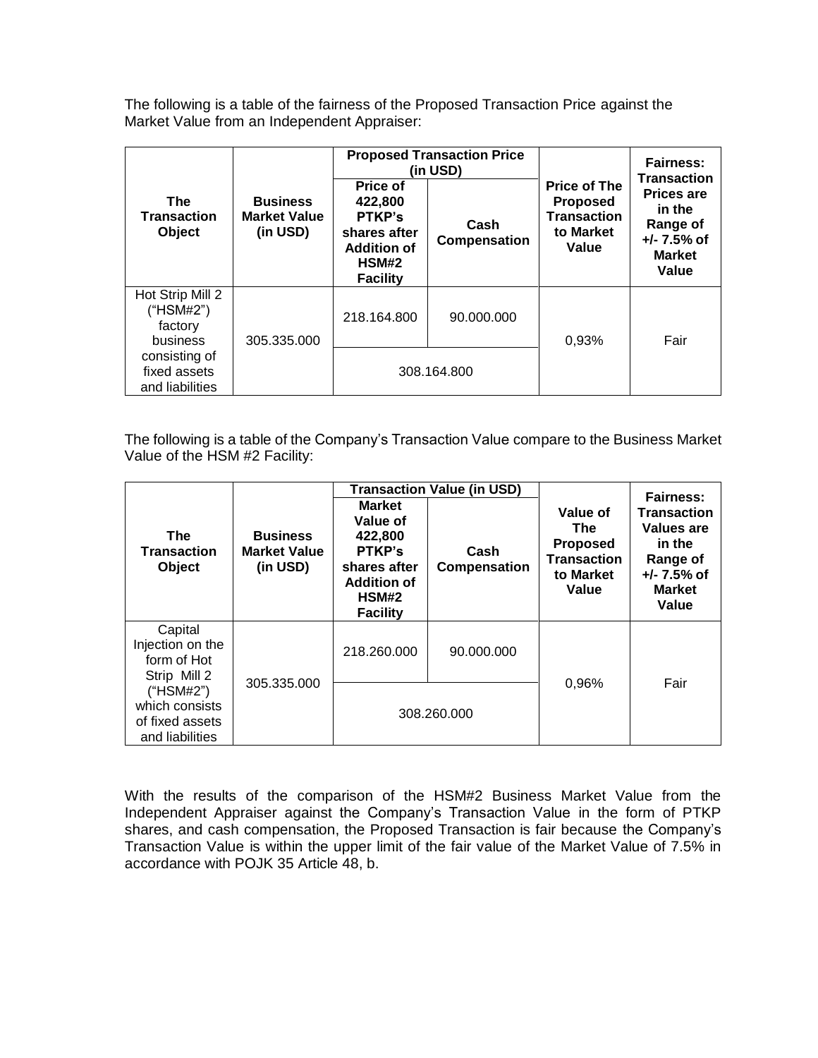The following is a table of the fairness of the Proposed Transaction Price against the Market Value from an Independent Appraiser:

| The Transaction Object | Business Market Value (in USD) | Proposed Transaction Price (in USD) | | Price of The Proposed Transaction to Market Value | Fairness: Transaction Prices are in the Range of +/- 7.5% of Market Value |
|---|---|---|---|---|---|
| | | Price of 422,800 PTKP's shares after Addition of HSM#2 Facility | Cash Compensation | | |
| Hot Strip Mill 2 ("HSM#2") factory business consisting of fixed assets and liabilities | 305.335.000 | 218.164.800 | 90.000.000 | 0,93% | Fair |
| | | 308.164.800 | | | |

The following is a table of the Company's Transaction Value compare to the Business Market Value of the HSM #2 Facility:

| The Transaction Object | Business Market Value (in USD) | Transaction Value (in USD) | | Value of The Proposed Transaction to Market Value | Fairness: Transaction Values are in the Range of +/- 7.5% of Market Value |
|---|---|---|---|---|---|
| | | Market Value of 422,800 PTKP's shares after Addition of HSM#2 Facility | Cash Compensation | | |
| Capital Injection on the form of Hot Strip Mill 2 ("HSM#2") which consists of fixed assets and liabilities | 305.335.000 | 218.260.000 | 90.000.000 | 0,96% | Fair |
| | | 308.260.000 | | | |

With the results of the comparison of the HSM#2 Business Market Value from the Independent Appraiser against the Company's Transaction Value in the form of PTKP shares, and cash compensation, the Proposed Transaction is fair because the Company's Transaction Value is within the upper limit of the fair value of the Market Value of 7.5% in accordance with POJK 35 Article 48, b.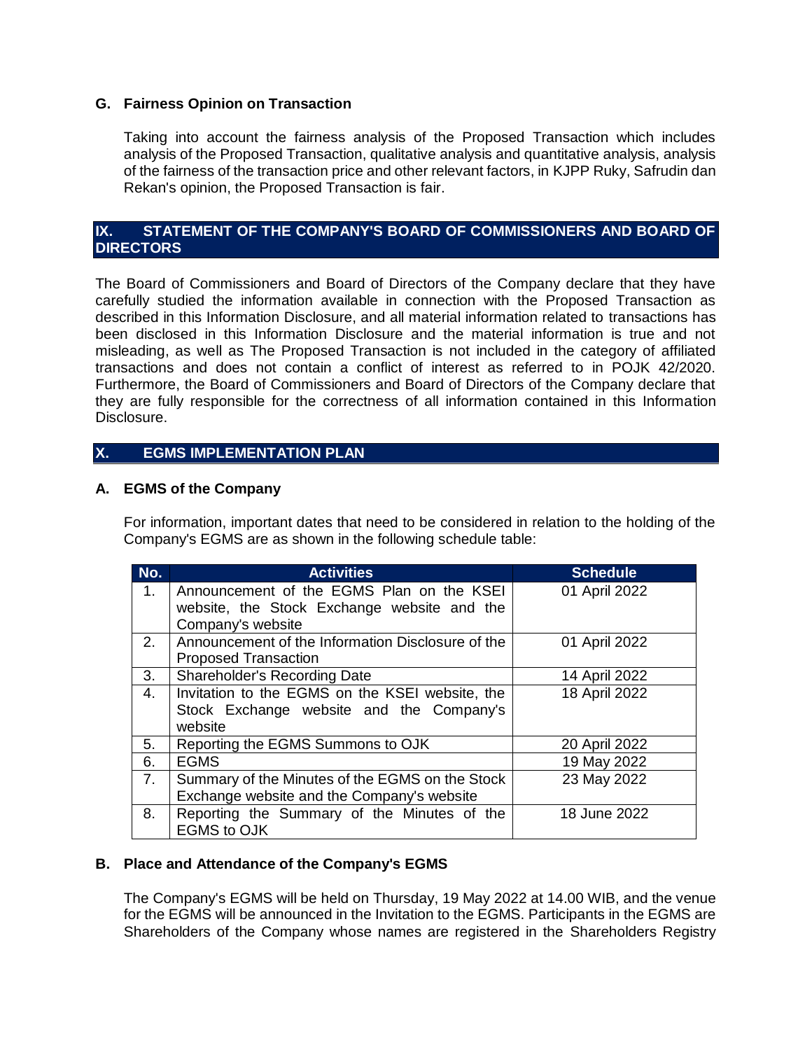### G. Fairness Opinion on Transaction

Taking into account the fairness analysis of the Proposed Transaction which includes analysis of the Proposed Transaction, qualitative analysis and quantitative analysis, analysis of the fairness of the transaction price and other relevant factors, in KJPP Ruky, Safrudin dan Rekan's opinion, the Proposed Transaction is fair.

## IX. STATEMENT OF THE COMPANY'S BOARD OF COMMISSIONERS AND BOARD OF DIRECTORS

The Board of Commissioners and Board of Directors of the Company declare that they have carefully studied the information available in connection with the Proposed Transaction as described in this Information Disclosure, and all material information related to transactions has been disclosed in this Information Disclosure and the material information is true and not misleading, as well as The Proposed Transaction is not included in the category of affiliated transactions and does not contain a conflict of interest as referred to in POJK 42/2020. Furthermore, the Board of Commissioners and Board of Directors of the Company declare that they are fully responsible for the correctness of all information contained in this Information Disclosure.

## X. EGMS IMPLEMENTATION PLAN

### A. EGMS of the Company

For information, important dates that need to be considered in relation to the holding of the Company's EGMS are as shown in the following schedule table:

| No. | Activities | Schedule |
|---|---|---|
| 1. | Announcement of the EGMS Plan on the KSEI website, the Stock Exchange website and the Company's website | 01 April 2022 |
| 2. | Announcement of the Information Disclosure of the Proposed Transaction | 01 April 2022 |
| 3. | Shareholder's Recording Date | 14 April 2022 |
| 4. | Invitation to the EGMS on the KSEI website, the Stock Exchange website and the Company's website | 18 April 2022 |
| 5. | Reporting the EGMS Summons to OJK | 20 April 2022 |
| 6. | EGMS | 19 May 2022 |
| 7. | Summary of the Minutes of the EGMS on the Stock Exchange website and the Company's website | 23 May 2022 |
| 8. | Reporting the Summary of the Minutes of the EGMS to OJK | 18 June 2022 |

### B. Place and Attendance of the Company's EGMS

The Company's EGMS will be held on Thursday, 19 May 2022 at 14.00 WIB, and the venue for the EGMS will be announced in the Invitation to the EGMS. Participants in the EGMS are Shareholders of the Company whose names are registered in the Shareholders Registry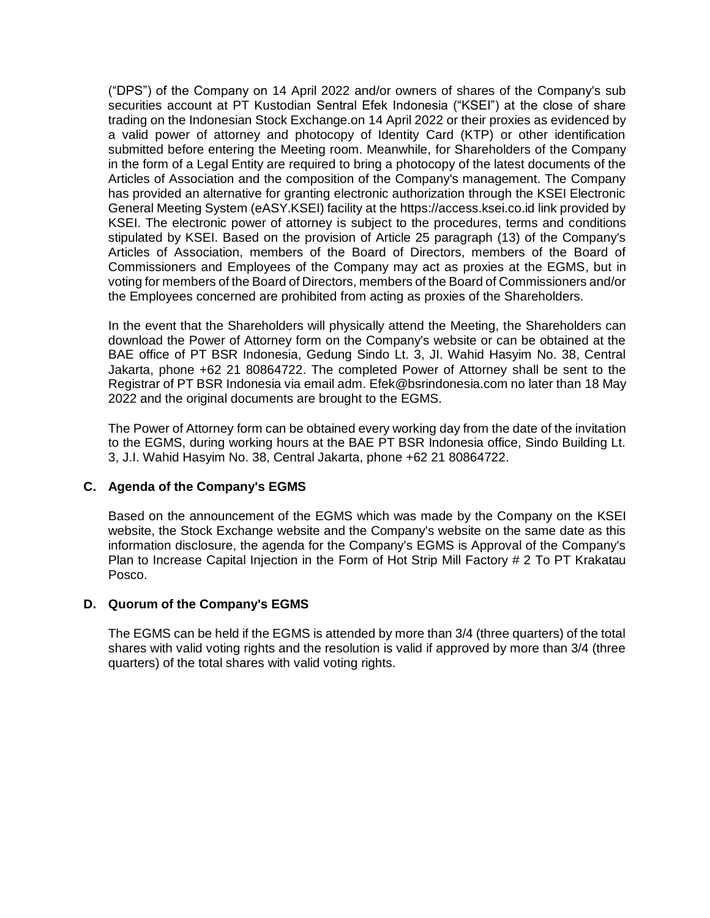("DPS") of the Company on 14 April 2022 and/or owners of shares of the Company's sub securities account at PT Kustodian Sentral Efek Indonesia ("KSEI") at the close of share trading on the Indonesian Stock Exchange.on 14 April 2022 or their proxies as evidenced by a valid power of attorney and photocopy of Identity Card (KTP) or other identification submitted before entering the Meeting room. Meanwhile, for Shareholders of the Company in the form of a Legal Entity are required to bring a photocopy of the latest documents of the Articles of Association and the composition of the Company's management. The Company has provided an alternative for granting electronic authorization through the KSEI Electronic General Meeting System (eASY.KSEI) facility at the https://access.ksei.co.id link provided by KSEI. The electronic power of attorney is subject to the procedures, terms and conditions stipulated by KSEI. Based on the provision of Article 25 paragraph (13) of the Company's Articles of Association, members of the Board of Directors, members of the Board of Commissioners and Employees of the Company may act as proxies at the EGMS, but in voting for members of the Board of Directors, members of the Board of Commissioners and/or the Employees concerned are prohibited from acting as proxies of the Shareholders.

In the event that the Shareholders will physically attend the Meeting, the Shareholders can download the Power of Attorney form on the Company's website or can be obtained at the BAE office of PT BSR Indonesia, Gedung Sindo Lt. 3, JI. Wahid Hasyim No. 38, Central Jakarta, phone +62 21 80864722. The completed Power of Attorney shall be sent to the Registrar of PT BSR Indonesia via email adm. Efek@bsrindonesia.com no later than 18 May 2022 and the original documents are brought to the EGMS.

The Power of Attorney form can be obtained every working day from the date of the invitation to the EGMS, during working hours at the BAE PT BSR Indonesia office, Sindo Building Lt. 3, J.I. Wahid Hasyim No. 38, Central Jakarta, phone +62 21 80864722.

### C. Agenda of the Company's EGMS

Based on the announcement of the EGMS which was made by the Company on the KSEI website, the Stock Exchange website and the Company's website on the same date as this information disclosure, the agenda for the Company's EGMS is Approval of the Company's Plan to Increase Capital Injection in the Form of Hot Strip Mill Factory # 2 To PT Krakatau Posco.

### D. Quorum of the Company's EGMS

The EGMS can be held if the EGMS is attended by more than 3/4 (three quarters) of the total shares with valid voting rights and the resolution is valid if approved by more than 3/4 (three quarters) of the total shares with valid voting rights.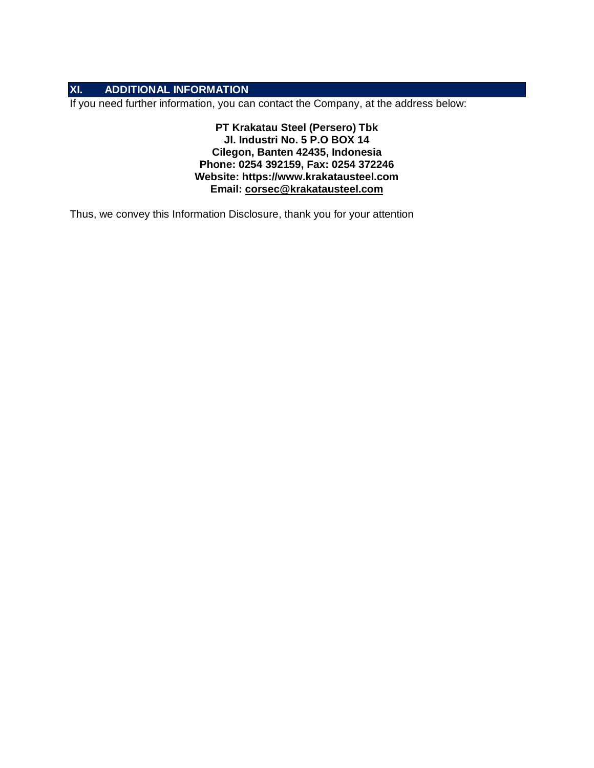## XI. ADDITIONAL INFORMATION

If you need further information, you can contact the Company, at the address below:

**PT Krakatau Steel (Persero) Tbk**
**Jl. Industri No. 5 P.O BOX 14**
**Cilegon, Banten 42435, Indonesia**
**Phone: 0254 392159, Fax: 0254 372246**
**Website: https://www.krakatausteel.com**
**Email: corsec@krakatausteel.com**

Thus, we convey this Information Disclosure, thank you for your attention